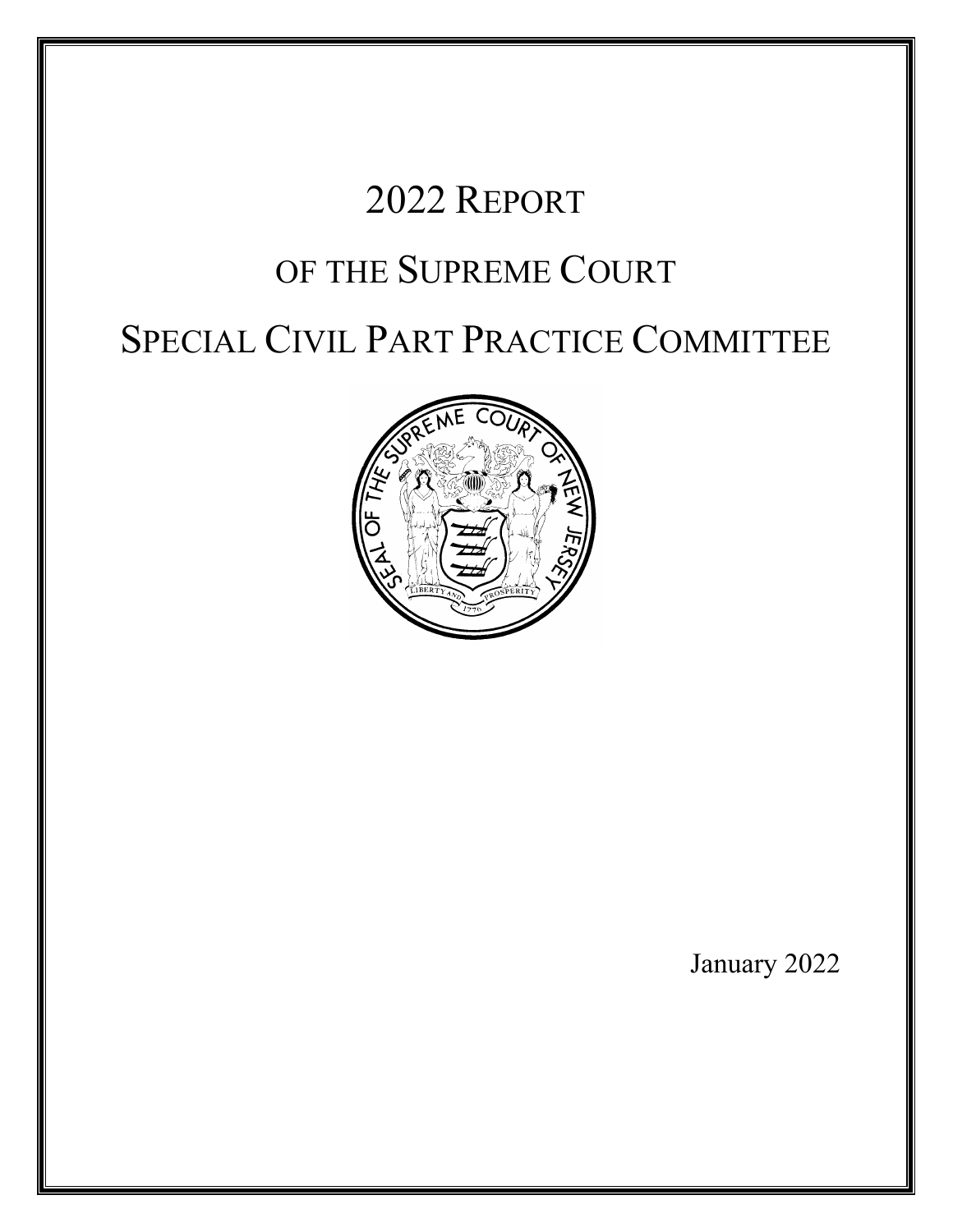# 2022 REPORT

# OF THE SUPREME COURT

# SPECIAL CIVIL PART PRACTICE COMMITTEE

January 2022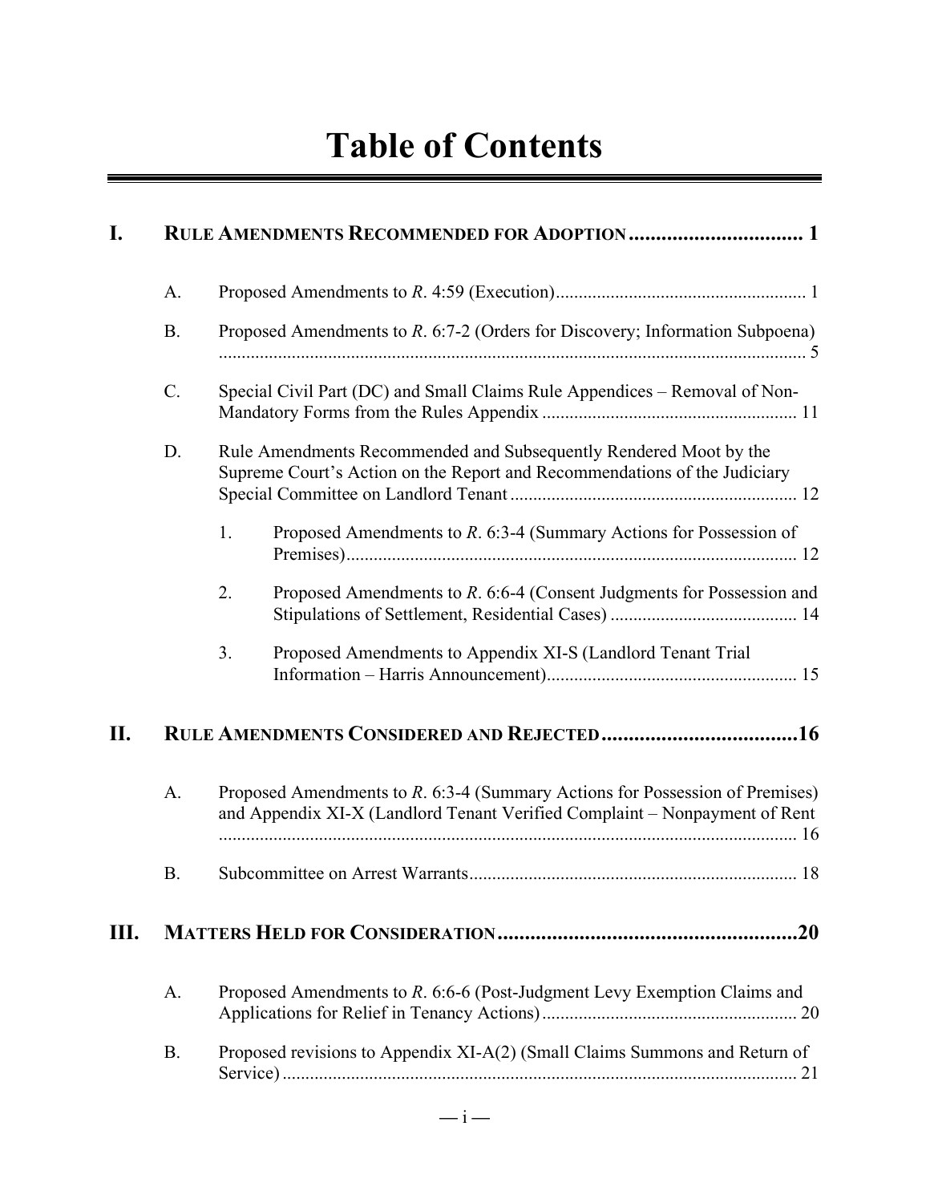# Table of Contents

**I. RULE AMENDMENTS RECOMMENDED FOR ADOPTION ................................ 1**

- A. Proposed Amendments to *R*. 4:59 (Execution) ....................................................... 1
- B. Proposed Amendments to *R*. 6:7-2 (Orders for Discovery; Information Subpoena) ................................................................................................................. 5
- C. Special Civil Part (DC) and Small Claims Rule Appendices – Removal of Non-Mandatory Forms from the Rules Appendix ....................................................... 11
- D. Rule Amendments Recommended and Subsequently Rendered Moot by the Supreme Court's Action on the Report and Recommendations of the Judiciary Special Committee on Landlord Tenant ............................................................... 12
  1. Proposed Amendments to *R*. 6:3-4 (Summary Actions for Possession of Premises) .................................................................................................. 12
  2. Proposed Amendments to *R*. 6:6-4 (Consent Judgments for Possession and Stipulations of Settlement, Residential Cases) ......................................... 14
  3. Proposed Amendments to Appendix XI-S (Landlord Tenant Trial Information – Harris Announcement) ....................................................... 15

**II. RULE AMENDMENTS CONSIDERED AND REJECTED ....................................16**

- A. Proposed Amendments to *R*. 6:3-4 (Summary Actions for Possession of Premises) and Appendix XI-X (Landlord Tenant Verified Complaint – Nonpayment of Rent ............................................................................................................... 16
- B. Subcommittee on Arrest Warrants ....................................................................... 18

**III. MATTERS HELD FOR CONSIDERATION .......................................................20**

- A. Proposed Amendments to *R*. 6:6-6 (Post-Judgment Levy Exemption Claims and Applications for Relief in Tenancy Actions) ........................................................ 20
- B. Proposed revisions to Appendix XI-A(2) (Small Claims Summons and Return of Service) ................................................................................................................. 21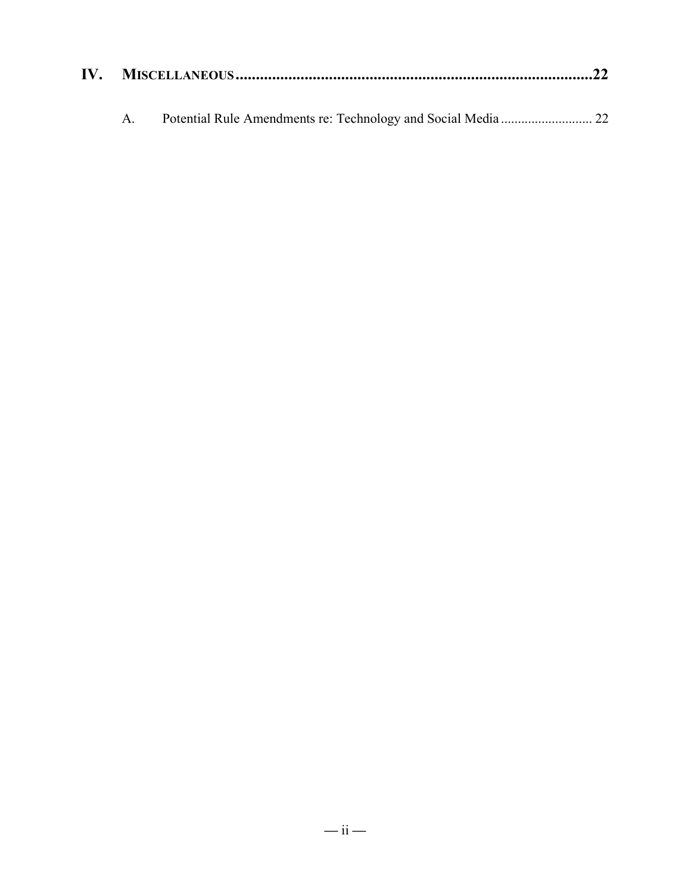**IV. MISCELLANEOUS ........................................................................................22**

A. Potential Rule Amendments re: Technology and Social Media ........................... 22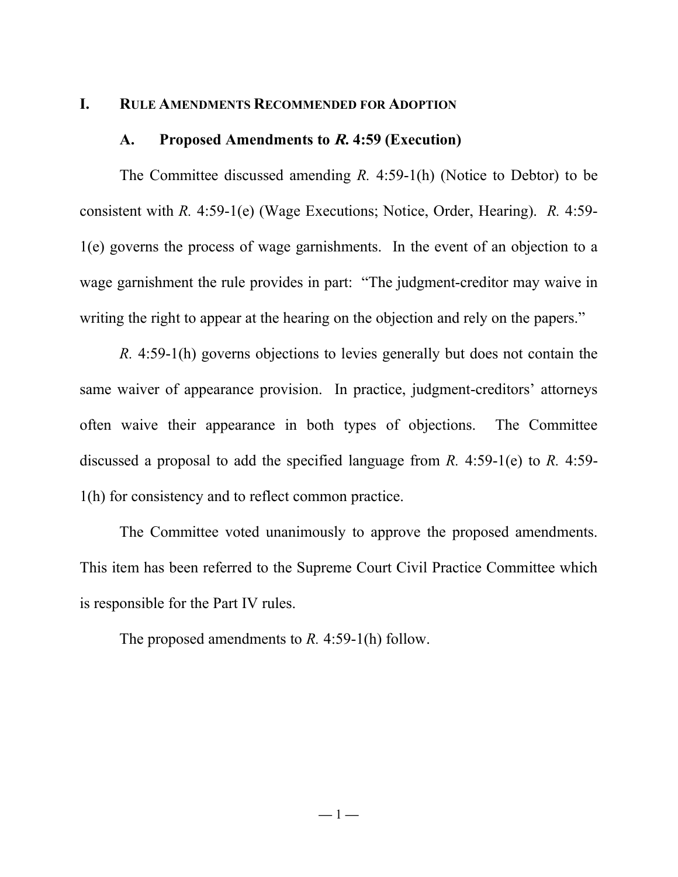## I. Rule Amendments Recommended for Adoption

### A. Proposed Amendments to *R.* 4:59 (Execution)

The Committee discussed amending *R.* 4:59-1(h) (Notice to Debtor) to be consistent with *R.* 4:59-1(e) (Wage Executions; Notice, Order, Hearing). *R.* 4:59-1(e) governs the process of wage garnishments. In the event of an objection to a wage garnishment the rule provides in part: "The judgment-creditor may waive in writing the right to appear at the hearing on the objection and rely on the papers."

*R.* 4:59-1(h) governs objections to levies generally but does not contain the same waiver of appearance provision. In practice, judgment-creditors' attorneys often waive their appearance in both types of objections. The Committee discussed a proposal to add the specified language from *R.* 4:59-1(e) to *R.* 4:59-1(h) for consistency and to reflect common practice.

The Committee voted unanimously to approve the proposed amendments. This item has been referred to the Supreme Court Civil Practice Committee which is responsible for the Part IV rules.

The proposed amendments to *R.* 4:59-1(h) follow.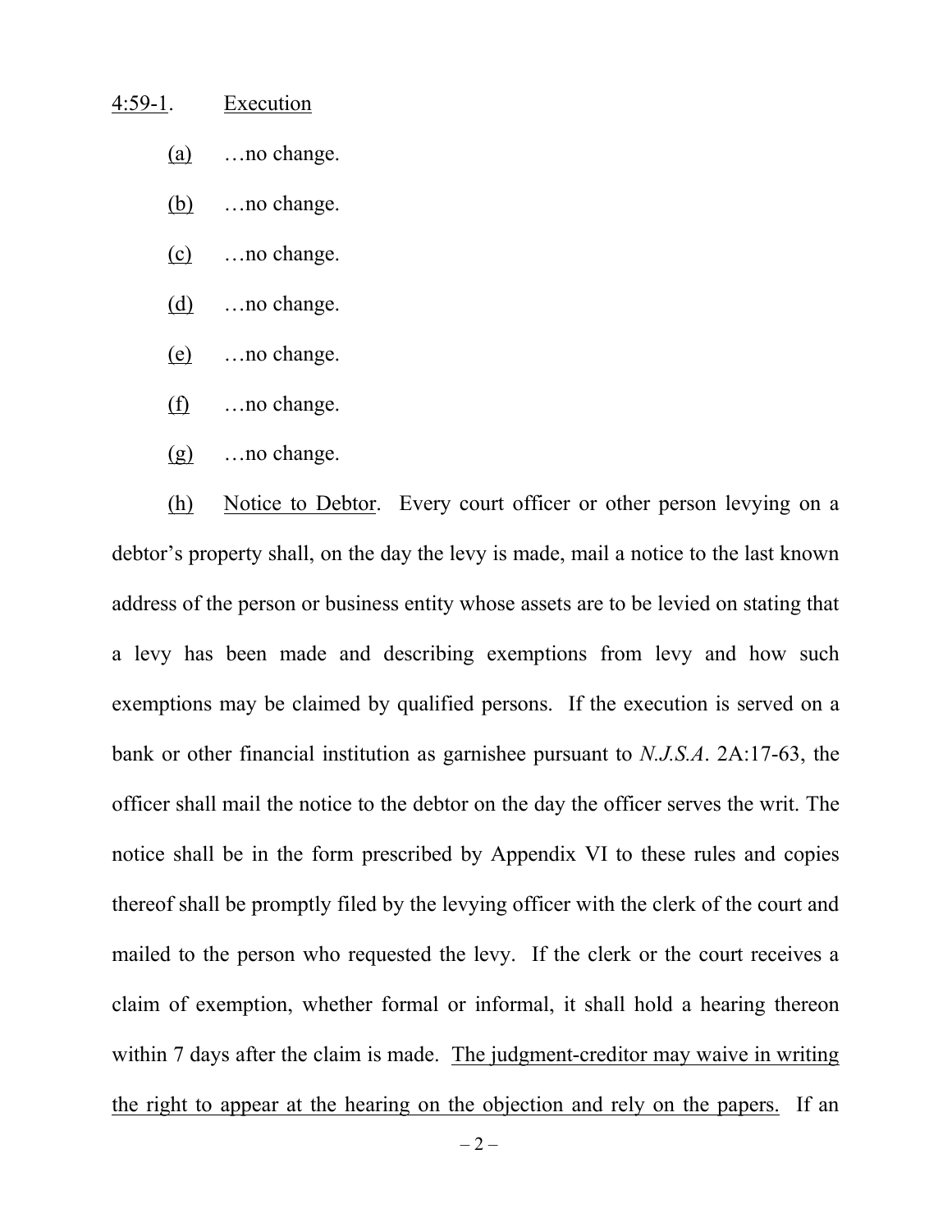<u>4:59-1</u>. <u>Execution</u>

(a) …no change.

(b) …no change.

(c) …no change.

(d) …no change.

(e) …no change.

(f) …no change.

(g) …no change.

(h) <u>Notice to Debtor</u>. Every court officer or other person levying on a debtor's property shall, on the day the levy is made, mail a notice to the last known address of the person or business entity whose assets are to be levied on stating that a levy has been made and describing exemptions from levy and how such exemptions may be claimed by qualified persons. If the execution is served on a bank or other financial institution as garnishee pursuant to *N.J.S.A*. 2A:17-63, the officer shall mail the notice to the debtor on the day the officer serves the writ. The notice shall be in the form prescribed by Appendix VI to these rules and copies thereof shall be promptly filed by the levying officer with the clerk of the court and mailed to the person who requested the levy. If the clerk or the court receives a claim of exemption, whether formal or informal, it shall hold a hearing thereon within 7 days after the claim is made. <u>The judgment-creditor may waive in writing the right to appear at the hearing on the objection and rely on the papers.</u> If an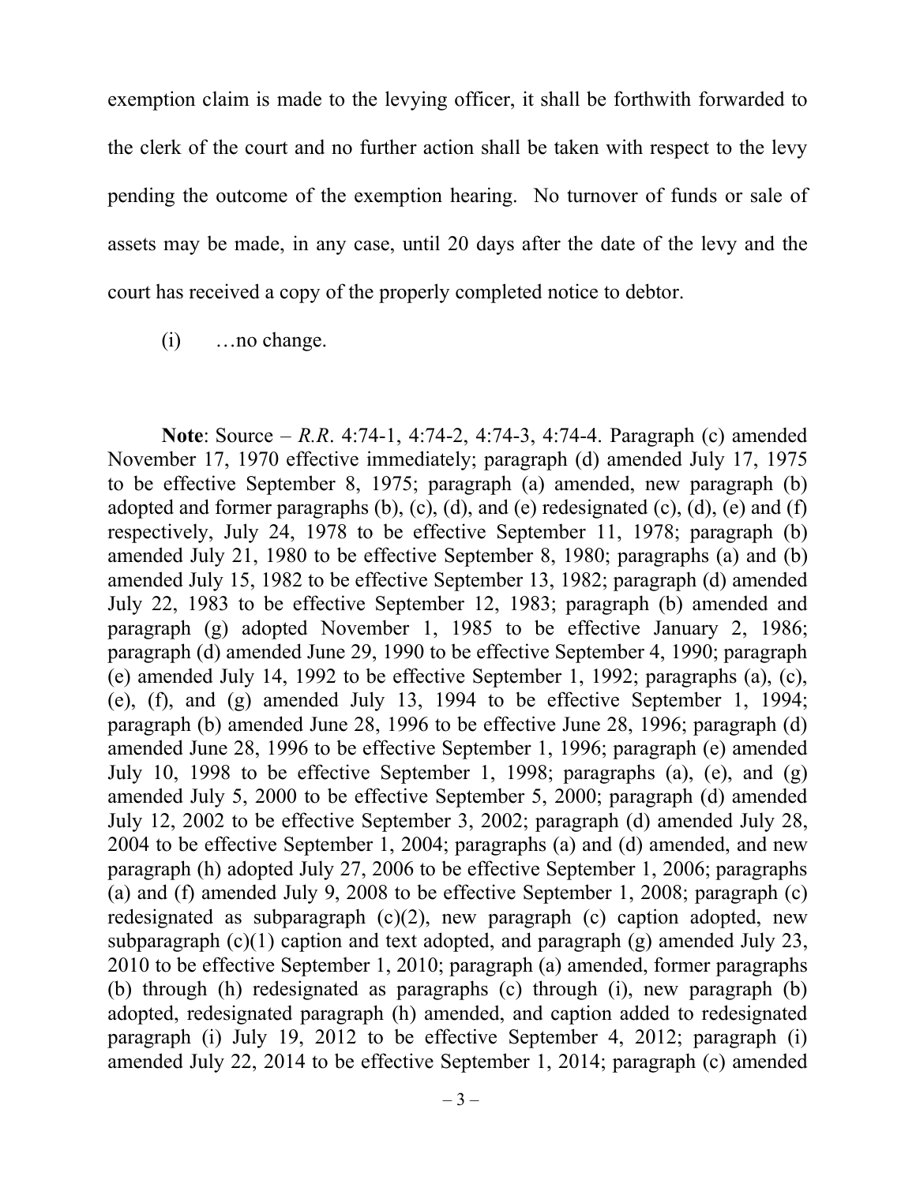exemption claim is made to the levying officer, it shall be forthwith forwarded to the clerk of the court and no further action shall be taken with respect to the levy pending the outcome of the exemption hearing. No turnover of funds or sale of assets may be made, in any case, until 20 days after the date of the levy and the court has received a copy of the properly completed notice to debtor.

(i) …no change.

**Note**: Source – *R.R*. 4:74-1, 4:74-2, 4:74-3, 4:74-4. Paragraph (c) amended November 17, 1970 effective immediately; paragraph (d) amended July 17, 1975 to be effective September 8, 1975; paragraph (a) amended, new paragraph (b) adopted and former paragraphs (b), (c), (d), and (e) redesignated (c), (d), (e) and (f) respectively, July 24, 1978 to be effective September 11, 1978; paragraph (b) amended July 21, 1980 to be effective September 8, 1980; paragraphs (a) and (b) amended July 15, 1982 to be effective September 13, 1982; paragraph (d) amended July 22, 1983 to be effective September 12, 1983; paragraph (b) amended and paragraph (g) adopted November 1, 1985 to be effective January 2, 1986; paragraph (d) amended June 29, 1990 to be effective September 4, 1990; paragraph (e) amended July 14, 1992 to be effective September 1, 1992; paragraphs (a), (c), (e), (f), and (g) amended July 13, 1994 to be effective September 1, 1994; paragraph (b) amended June 28, 1996 to be effective June 28, 1996; paragraph (d) amended June 28, 1996 to be effective September 1, 1996; paragraph (e) amended July 10, 1998 to be effective September 1, 1998; paragraphs (a), (e), and (g) amended July 5, 2000 to be effective September 5, 2000; paragraph (d) amended July 12, 2002 to be effective September 3, 2002; paragraph (d) amended July 28, 2004 to be effective September 1, 2004; paragraphs (a) and (d) amended, and new paragraph (h) adopted July 27, 2006 to be effective September 1, 2006; paragraphs (a) and (f) amended July 9, 2008 to be effective September 1, 2008; paragraph (c) redesignated as subparagraph (c)(2), new paragraph (c) caption adopted, new subparagraph (c)(1) caption and text adopted, and paragraph (g) amended July 23, 2010 to be effective September 1, 2010; paragraph (a) amended, former paragraphs (b) through (h) redesignated as paragraphs (c) through (i), new paragraph (b) adopted, redesignated paragraph (h) amended, and caption added to redesignated paragraph (i) July 19, 2012 to be effective September 4, 2012; paragraph (i) amended July 22, 2014 to be effective September 1, 2014; paragraph (c) amended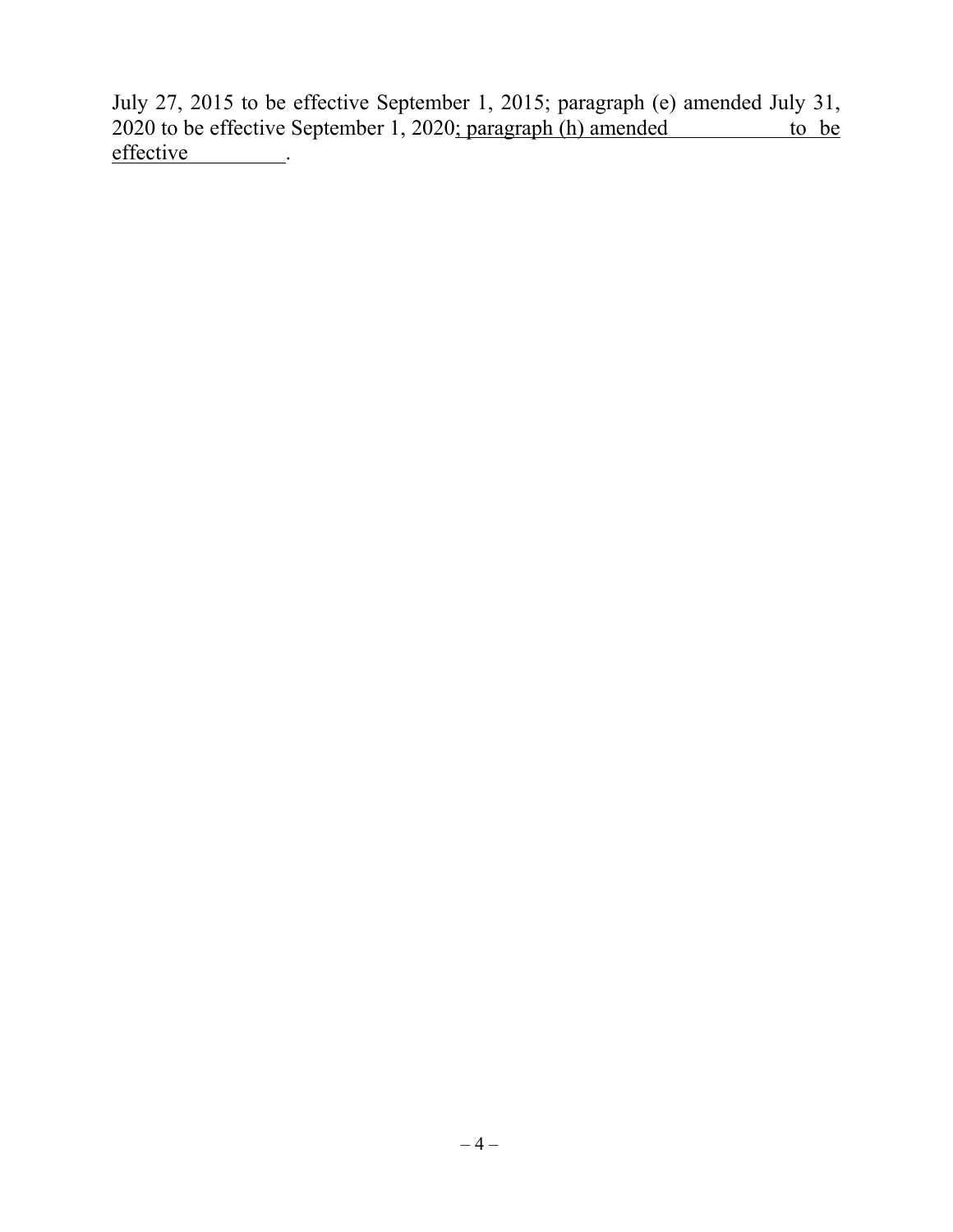July 27, 2015 to be effective September 1, 2015; paragraph (e) amended July 31, 2020 to be effective September 1, 2020<u>; paragraph (h) amended \_\_\_\_\_\_\_\_\_\_ to be effective \_\_\_\_\_\_\_\_\_</u>.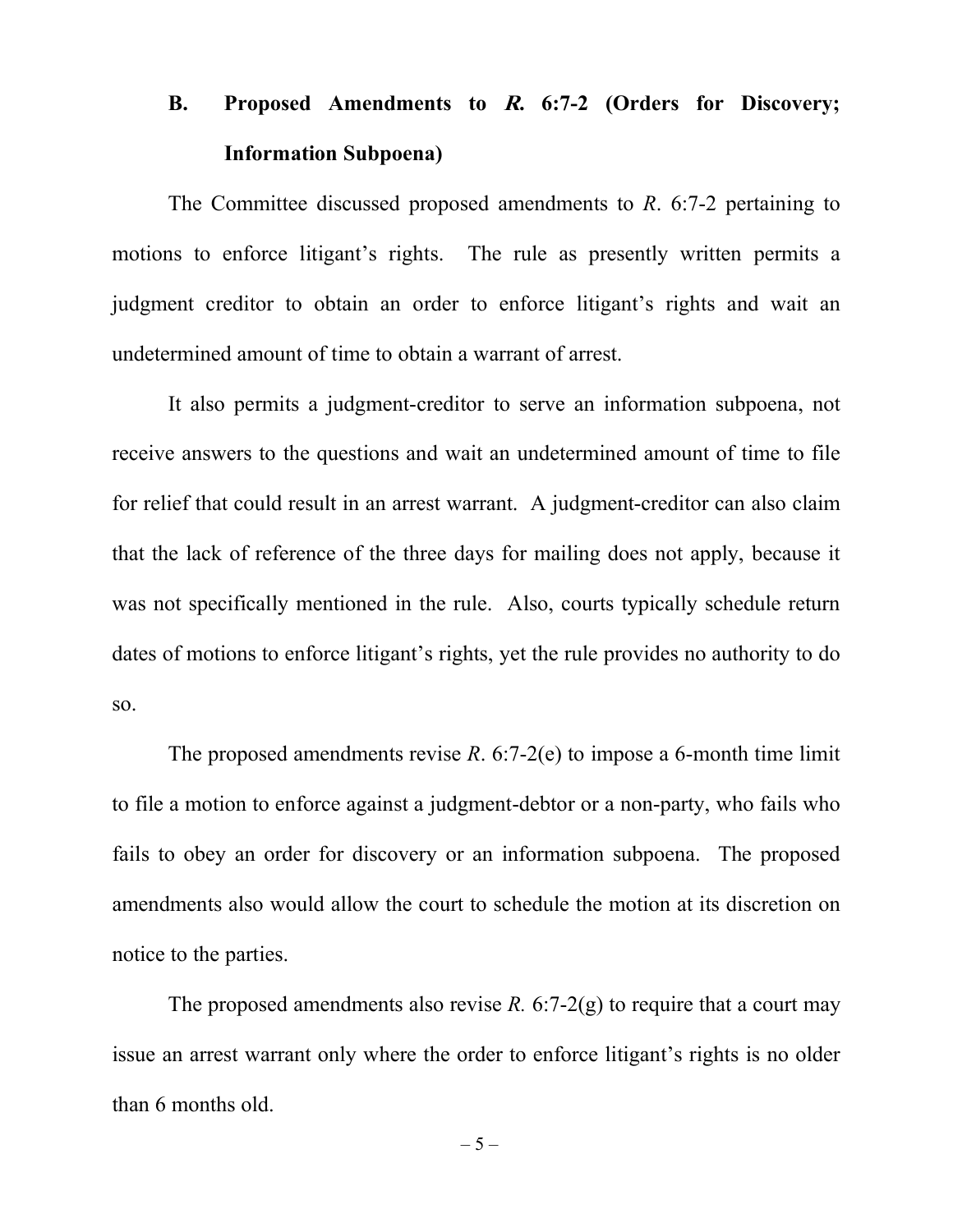## B. Proposed Amendments to *R.* 6:7-2 (Orders for Discovery; Information Subpoena)

The Committee discussed proposed amendments to *R*. 6:7-2 pertaining to motions to enforce litigant's rights. The rule as presently written permits a judgment creditor to obtain an order to enforce litigant's rights and wait an undetermined amount of time to obtain a warrant of arrest.

It also permits a judgment-creditor to serve an information subpoena, not receive answers to the questions and wait an undetermined amount of time to file for relief that could result in an arrest warrant. A judgment-creditor can also claim that the lack of reference of the three days for mailing does not apply, because it was not specifically mentioned in the rule. Also, courts typically schedule return dates of motions to enforce litigant's rights, yet the rule provides no authority to do so.

The proposed amendments revise *R*. 6:7-2(e) to impose a 6-month time limit to file a motion to enforce against a judgment-debtor or a non-party, who fails who fails to obey an order for discovery or an information subpoena. The proposed amendments also would allow the court to schedule the motion at its discretion on notice to the parties.

The proposed amendments also revise *R.* 6:7-2(g) to require that a court may issue an arrest warrant only where the order to enforce litigant's rights is no older than 6 months old.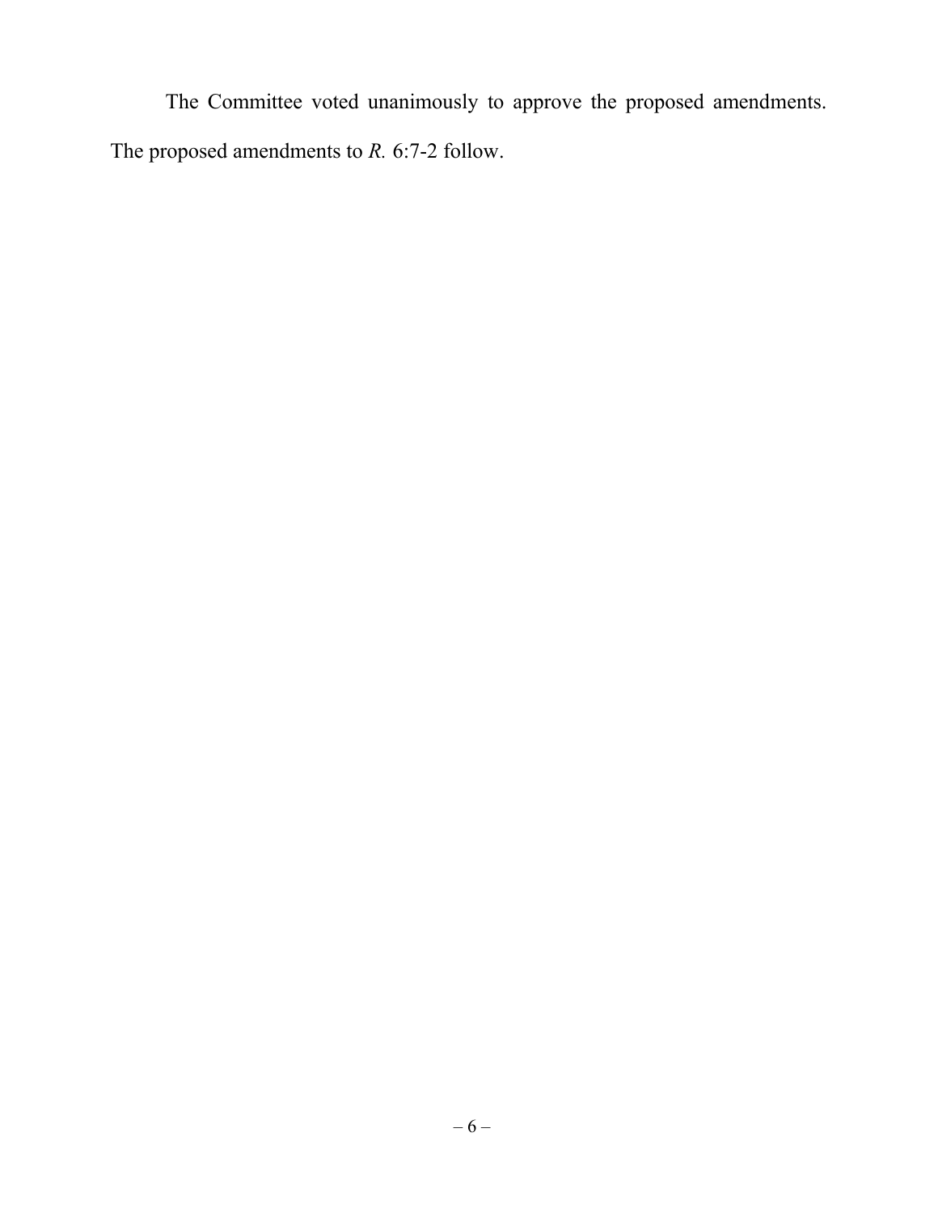The Committee voted unanimously to approve the proposed amendments. The proposed amendments to *R.* 6:7-2 follow.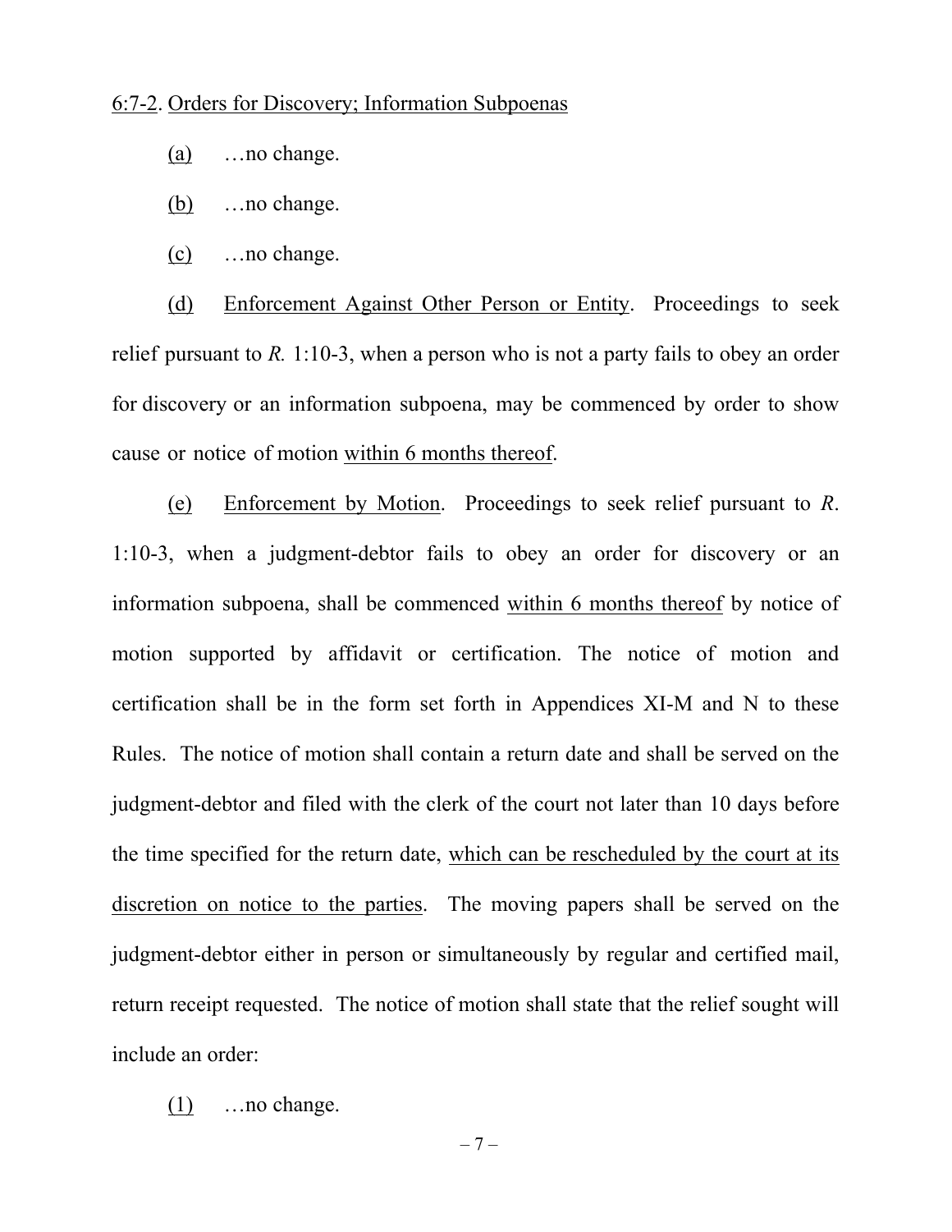<u>6:7-2</u>. <u>Orders for Discovery; Information Subpoenas</u>

<u>(a)</u> …no change.

<u>(b)</u> …no change.

<u>(c)</u> …no change.

<u>(d)</u> <u>Enforcement Against Other Person or Entity</u>. Proceedings to seek relief pursuant to *R.* 1:10-3, when a person who is not a party fails to obey an order for discovery or an information subpoena, may be commenced by order to show cause or notice of motion <u>within 6 months thereof</u>.

<u>(e)</u> <u>Enforcement by Motion</u>. Proceedings to seek relief pursuant to *R*. 1:10-3, when a judgment-debtor fails to obey an order for discovery or an information subpoena, shall be commenced <u>within 6 months thereof</u> by notice of motion supported by affidavit or certification. The notice of motion and certification shall be in the form set forth in Appendices XI-M and N to these Rules. The notice of motion shall contain a return date and shall be served on the judgment-debtor and filed with the clerk of the court not later than 10 days before the time specified for the return date, <u>which can be rescheduled by the court at its discretion on notice to the parties</u>. The moving papers shall be served on the judgment-debtor either in person or simultaneously by regular and certified mail, return receipt requested. The notice of motion shall state that the relief sought will include an order:

<u>(1)</u> …no change.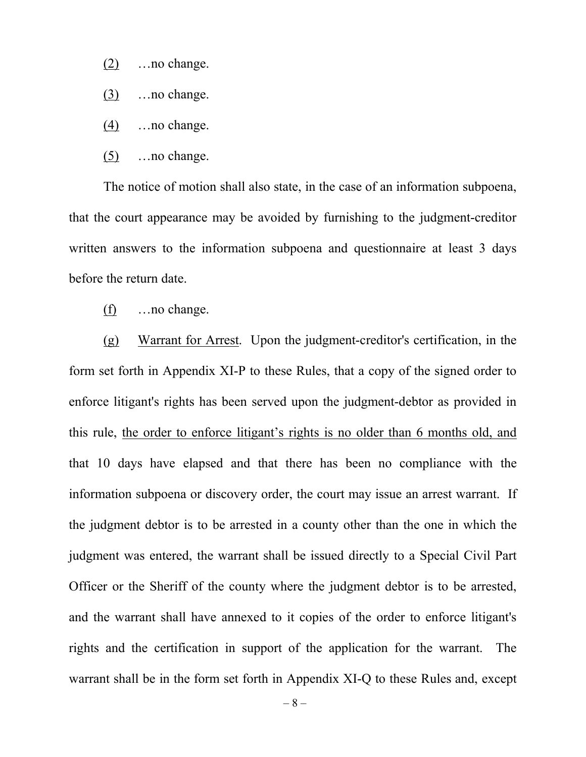<u>(2)</u> …no change.

<u>(3)</u> …no change.

<u>(4)</u> …no change.

<u>(5)</u> …no change.

The notice of motion shall also state, in the case of an information subpoena, that the court appearance may be avoided by furnishing to the judgment-creditor written answers to the information subpoena and questionnaire at least 3 days before the return date.

<u>(f)</u> …no change.

<u>(g)</u> <u>Warrant for Arrest</u>. Upon the judgment-creditor's certification, in the form set forth in Appendix XI-P to these Rules, that a copy of the signed order to enforce litigant's rights has been served upon the judgment-debtor as provided in this rule, <u>the order to enforce litigant's rights is no older than 6 months old, and</u> that 10 days have elapsed and that there has been no compliance with the information subpoena or discovery order, the court may issue an arrest warrant. If the judgment debtor is to be arrested in a county other than the one in which the judgment was entered, the warrant shall be issued directly to a Special Civil Part Officer or the Sheriff of the county where the judgment debtor is to be arrested, and the warrant shall have annexed to it copies of the order to enforce litigant's rights and the certification in support of the application for the warrant. The warrant shall be in the form set forth in Appendix XI-Q to these Rules and, except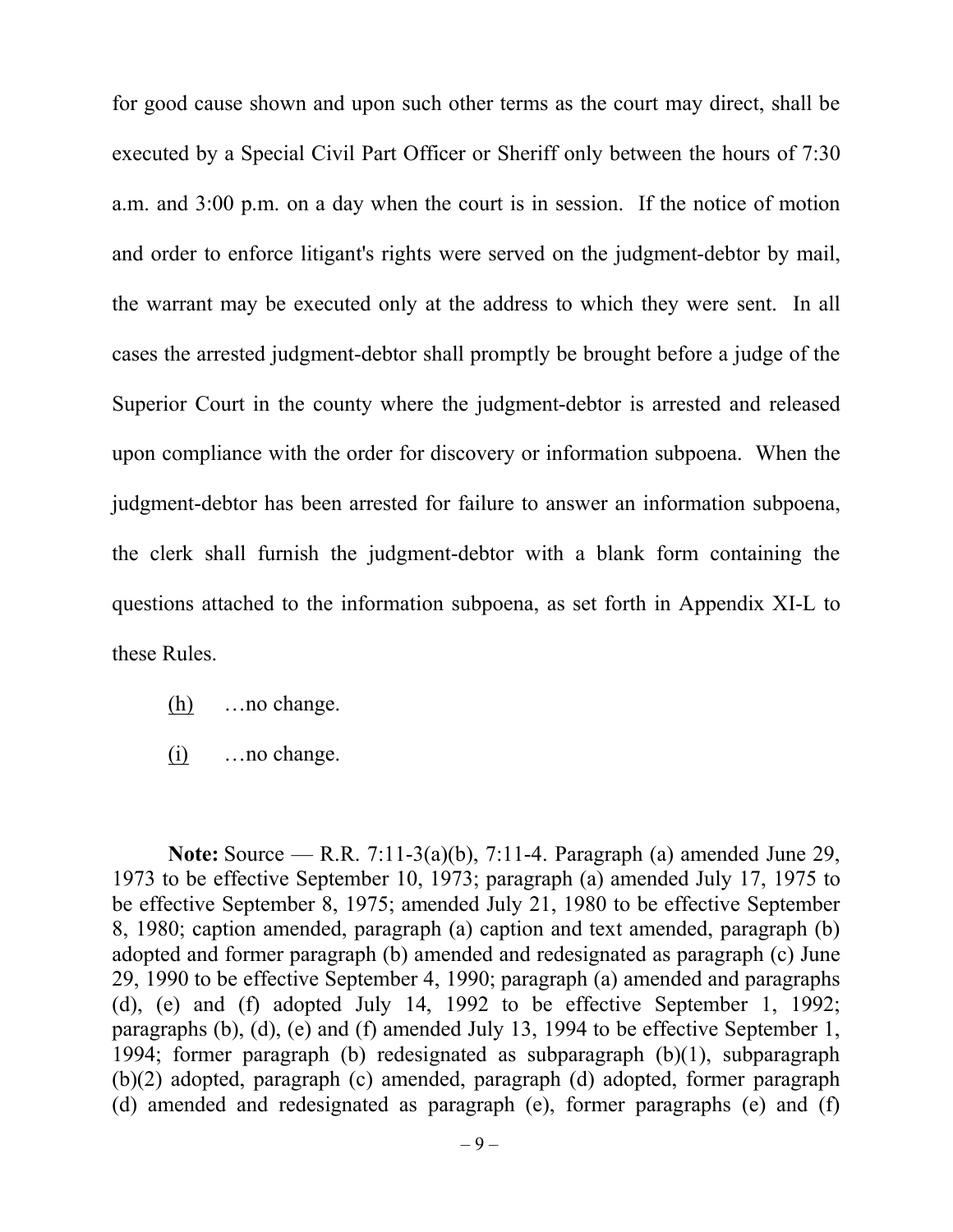for good cause shown and upon such other terms as the court may direct, shall be executed by a Special Civil Part Officer or Sheriff only between the hours of 7:30 a.m. and 3:00 p.m. on a day when the court is in session. If the notice of motion and order to enforce litigant's rights were served on the judgment-debtor by mail, the warrant may be executed only at the address to which they were sent. In all cases the arrested judgment-debtor shall promptly be brought before a judge of the Superior Court in the county where the judgment-debtor is arrested and released upon compliance with the order for discovery or information subpoena. When the judgment-debtor has been arrested for failure to answer an information subpoena, the clerk shall furnish the judgment-debtor with a blank form containing the questions attached to the information subpoena, as set forth in Appendix XI-L to these Rules.

(h) …no change.

(i) …no change.

**Note:** Source — R.R. 7:11-3(a)(b), 7:11-4. Paragraph (a) amended June 29, 1973 to be effective September 10, 1973; paragraph (a) amended July 17, 1975 to be effective September 8, 1975; amended July 21, 1980 to be effective September 8, 1980; caption amended, paragraph (a) caption and text amended, paragraph (b) adopted and former paragraph (b) amended and redesignated as paragraph (c) June 29, 1990 to be effective September 4, 1990; paragraph (a) amended and paragraphs (d), (e) and (f) adopted July 14, 1992 to be effective September 1, 1992; paragraphs (b), (d), (e) and (f) amended July 13, 1994 to be effective September 1, 1994; former paragraph (b) redesignated as subparagraph (b)(1), subparagraph (b)(2) adopted, paragraph (c) amended, paragraph (d) adopted, former paragraph (d) amended and redesignated as paragraph (e), former paragraphs (e) and (f)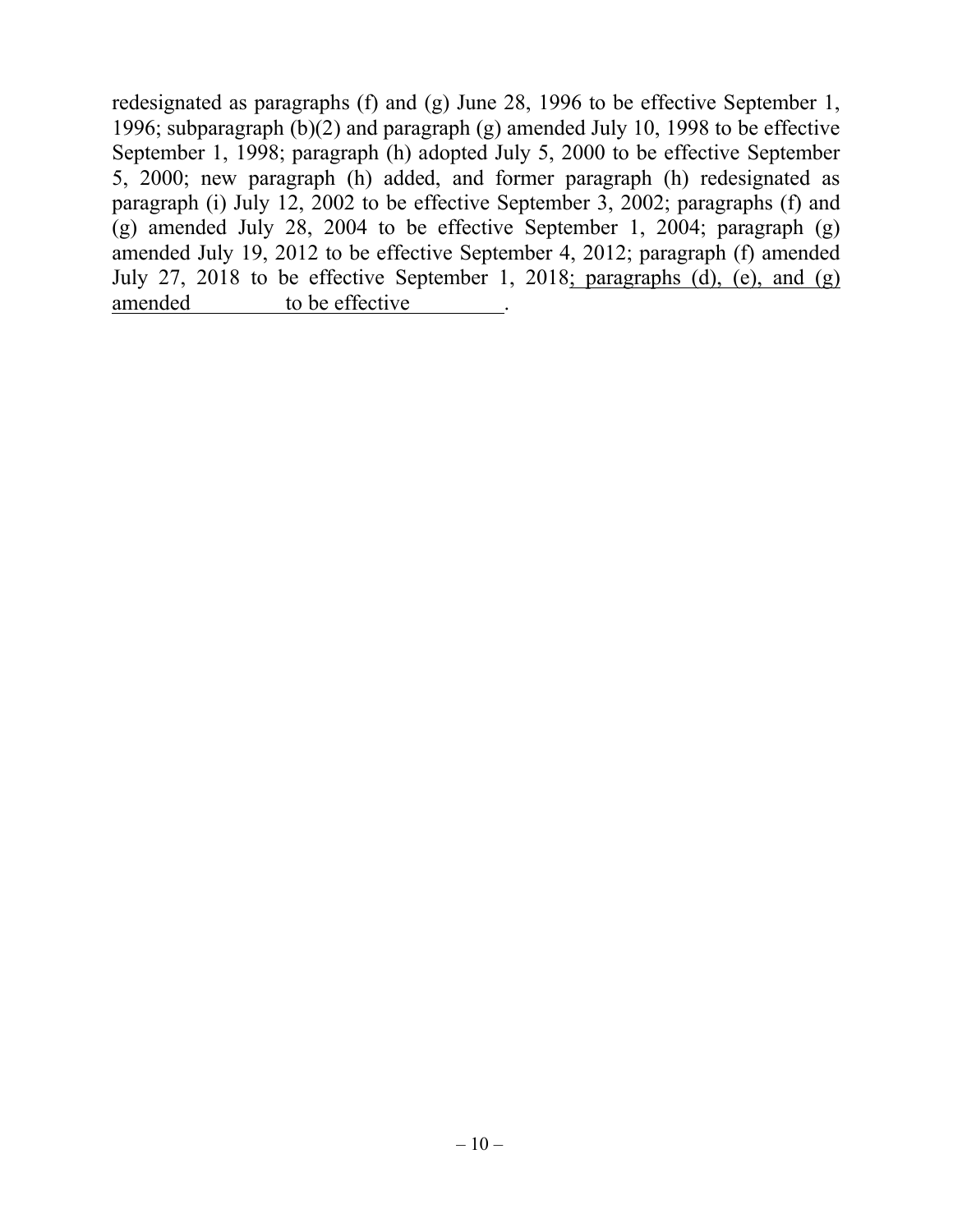redesignated as paragraphs (f) and (g) June 28, 1996 to be effective September 1, 1996; subparagraph (b)(2) and paragraph (g) amended July 10, 1998 to be effective September 1, 1998; paragraph (h) adopted July 5, 2000 to be effective September 5, 2000; new paragraph (h) added, and former paragraph (h) redesignated as paragraph (i) July 12, 2002 to be effective September 3, 2002; paragraphs (f) and (g) amended July 28, 2004 to be effective September 1, 2004; paragraph (g) amended July 19, 2012 to be effective September 4, 2012; paragraph (f) amended July 27, 2018 to be effective September 1, 2018<u>; paragraphs (d), (e), and (g) amended \_\_\_\_\_\_\_\_ to be effective \_\_\_\_\_\_\_\_</u>.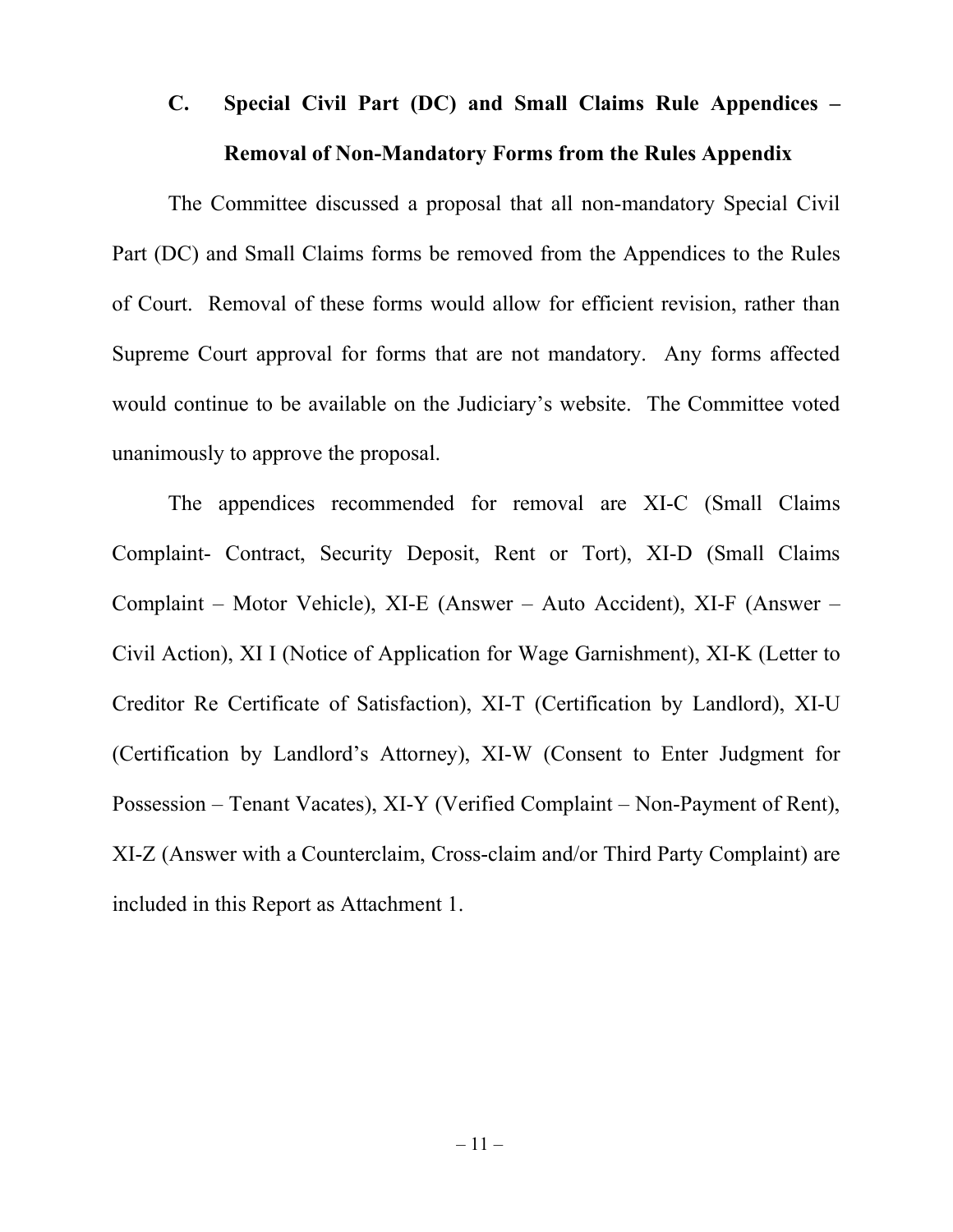### C. Special Civil Part (DC) and Small Claims Rule Appendices – Removal of Non-Mandatory Forms from the Rules Appendix

The Committee discussed a proposal that all non-mandatory Special Civil Part (DC) and Small Claims forms be removed from the Appendices to the Rules of Court. Removal of these forms would allow for efficient revision, rather than Supreme Court approval for forms that are not mandatory. Any forms affected would continue to be available on the Judiciary's website. The Committee voted unanimously to approve the proposal.

The appendices recommended for removal are XI-C (Small Claims Complaint- Contract, Security Deposit, Rent or Tort), XI-D (Small Claims Complaint – Motor Vehicle), XI-E (Answer – Auto Accident), XI-F (Answer – Civil Action), XI I (Notice of Application for Wage Garnishment), XI-K (Letter to Creditor Re Certificate of Satisfaction), XI-T (Certification by Landlord), XI-U (Certification by Landlord's Attorney), XI-W (Consent to Enter Judgment for Possession – Tenant Vacates), XI-Y (Verified Complaint – Non-Payment of Rent), XI-Z (Answer with a Counterclaim, Cross-claim and/or Third Party Complaint) are included in this Report as Attachment 1.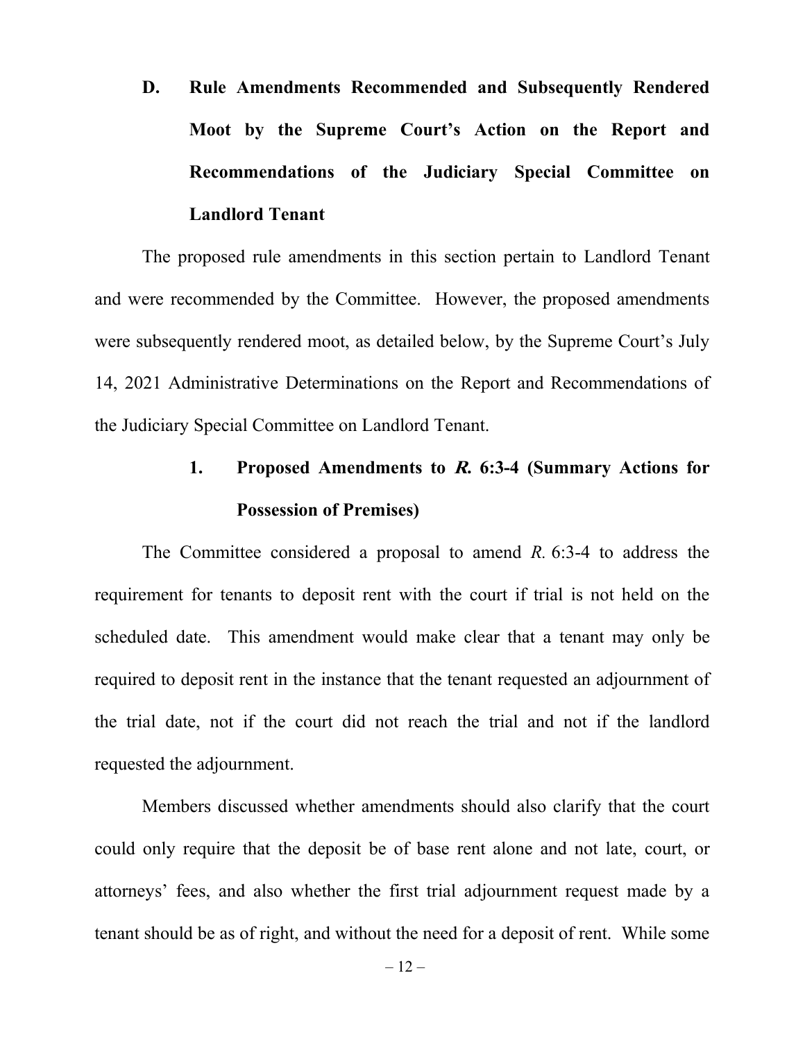## D. Rule Amendments Recommended and Subsequently Rendered Moot by the Supreme Court's Action on the Report and Recommendations of the Judiciary Special Committee on Landlord Tenant

The proposed rule amendments in this section pertain to Landlord Tenant and were recommended by the Committee. However, the proposed amendments were subsequently rendered moot, as detailed below, by the Supreme Court's July 14, 2021 Administrative Determinations on the Report and Recommendations of the Judiciary Special Committee on Landlord Tenant.

### 1. Proposed Amendments to *R.* 6:3-4 (Summary Actions for Possession of Premises)

The Committee considered a proposal to amend *R.* 6:3-4 to address the requirement for tenants to deposit rent with the court if trial is not held on the scheduled date. This amendment would make clear that a tenant may only be required to deposit rent in the instance that the tenant requested an adjournment of the trial date, not if the court did not reach the trial and not if the landlord requested the adjournment.

Members discussed whether amendments should also clarify that the court could only require that the deposit be of base rent alone and not late, court, or attorneys' fees, and also whether the first trial adjournment request made by a tenant should be as of right, and without the need for a deposit of rent. While some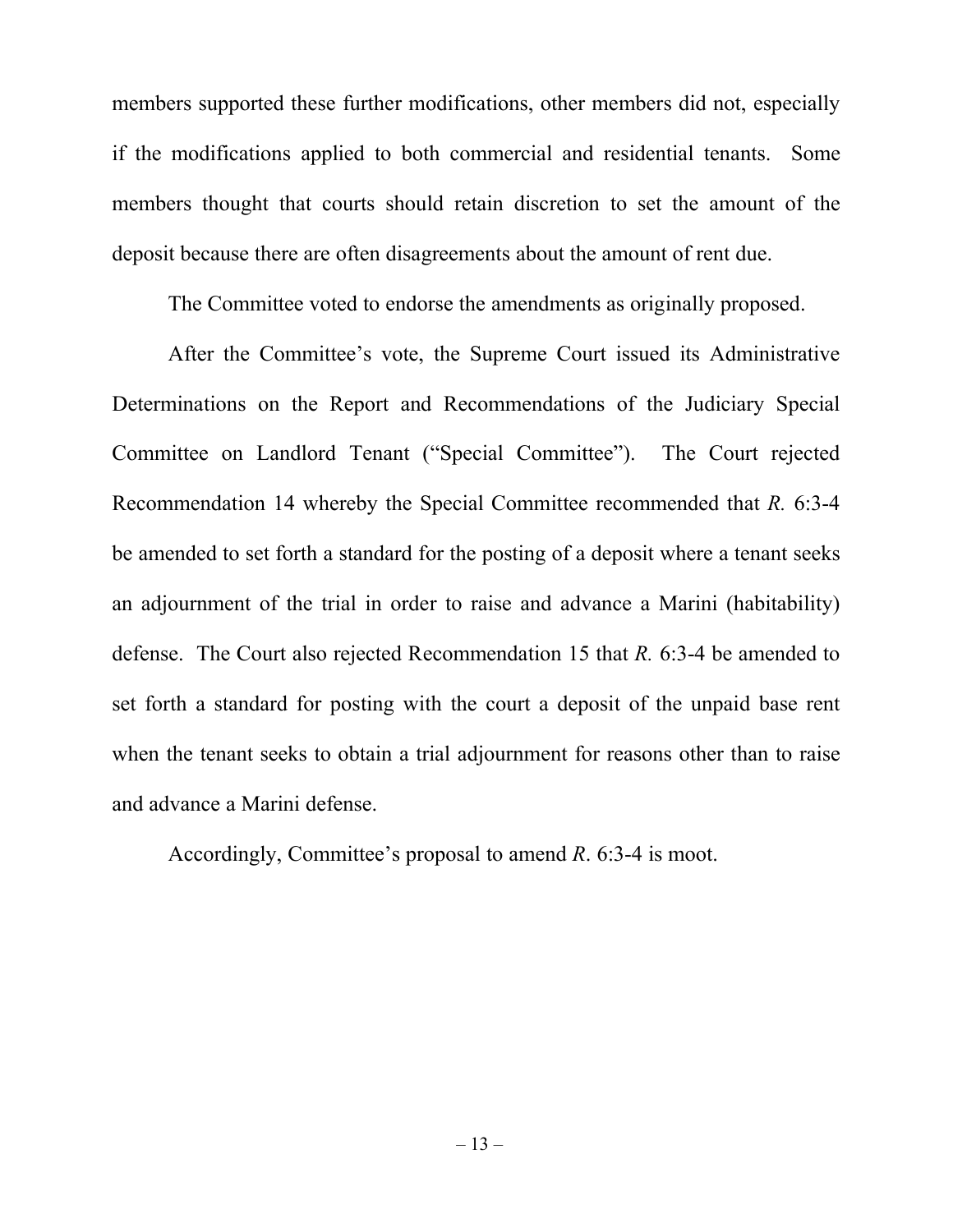members supported these further modifications, other members did not, especially if the modifications applied to both commercial and residential tenants. Some members thought that courts should retain discretion to set the amount of the deposit because there are often disagreements about the amount of rent due.

The Committee voted to endorse the amendments as originally proposed.

After the Committee's vote, the Supreme Court issued its Administrative Determinations on the Report and Recommendations of the Judiciary Special Committee on Landlord Tenant ("Special Committee"). The Court rejected Recommendation 14 whereby the Special Committee recommended that *R.* 6:3-4 be amended to set forth a standard for the posting of a deposit where a tenant seeks an adjournment of the trial in order to raise and advance a Marini (habitability) defense. The Court also rejected Recommendation 15 that *R.* 6:3-4 be amended to set forth a standard for posting with the court a deposit of the unpaid base rent when the tenant seeks to obtain a trial adjournment for reasons other than to raise and advance a Marini defense.

Accordingly, Committee's proposal to amend *R*. 6:3-4 is moot.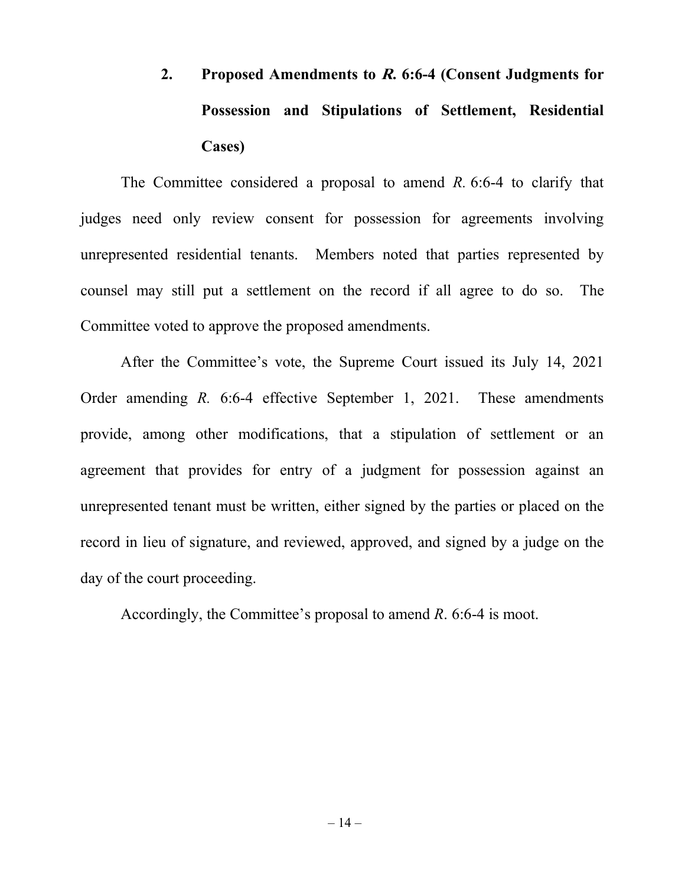### 2. Proposed Amendments to *R.* 6:6-4 (Consent Judgments for Possession and Stipulations of Settlement, Residential Cases)

The Committee considered a proposal to amend *R.* 6:6-4 to clarify that judges need only review consent for possession for agreements involving unrepresented residential tenants. Members noted that parties represented by counsel may still put a settlement on the record if all agree to do so. The Committee voted to approve the proposed amendments.

After the Committee's vote, the Supreme Court issued its July 14, 2021 Order amending *R.* 6:6-4 effective September 1, 2021. These amendments provide, among other modifications, that a stipulation of settlement or an agreement that provides for entry of a judgment for possession against an unrepresented tenant must be written, either signed by the parties or placed on the record in lieu of signature, and reviewed, approved, and signed by a judge on the day of the court proceeding.

Accordingly, the Committee's proposal to amend *R*. 6:6-4 is moot.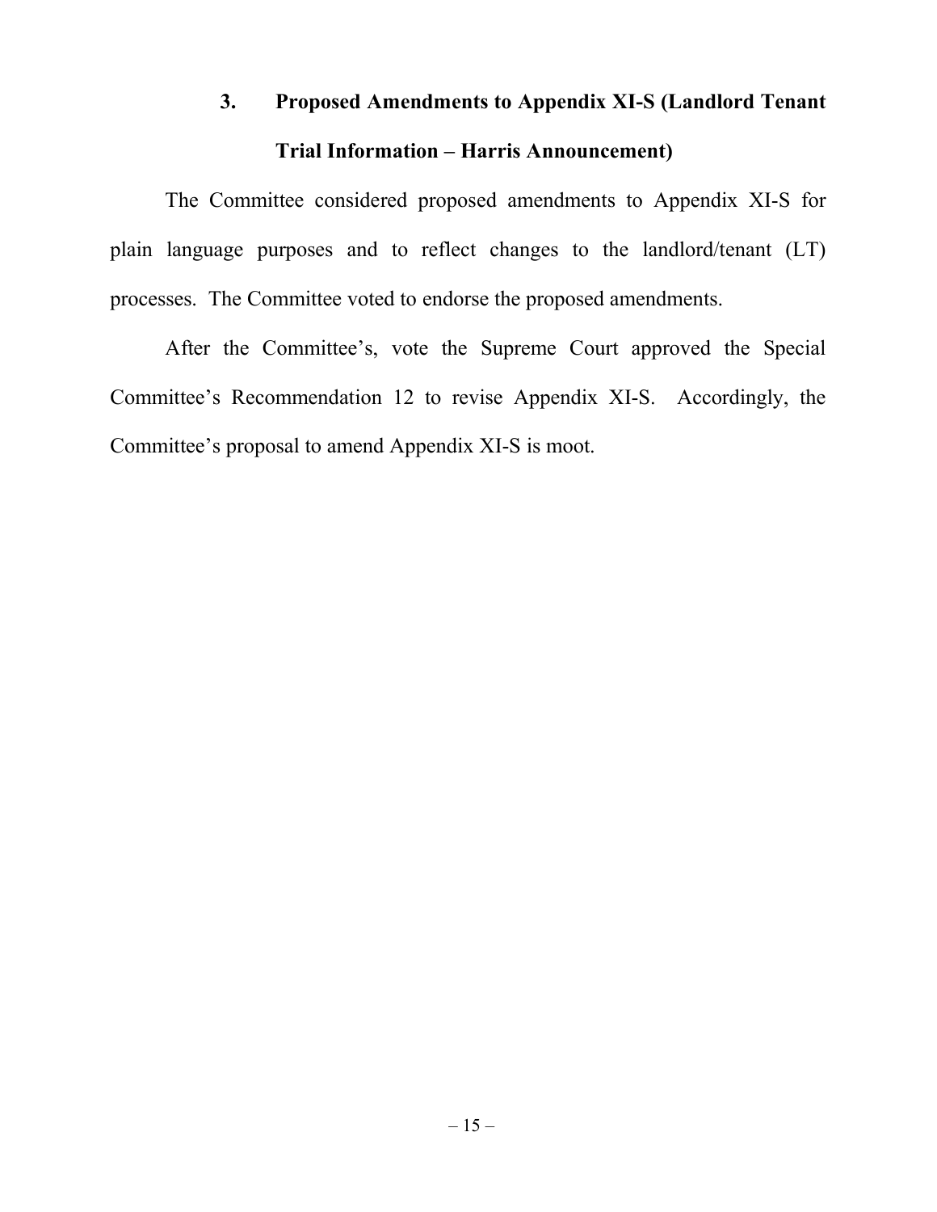### 3. Proposed Amendments to Appendix XI-S (Landlord Tenant Trial Information – Harris Announcement)

The Committee considered proposed amendments to Appendix XI-S for plain language purposes and to reflect changes to the landlord/tenant (LT) processes. The Committee voted to endorse the proposed amendments.

After the Committee's, vote the Supreme Court approved the Special Committee's Recommendation 12 to revise Appendix XI-S. Accordingly, the Committee's proposal to amend Appendix XI-S is moot.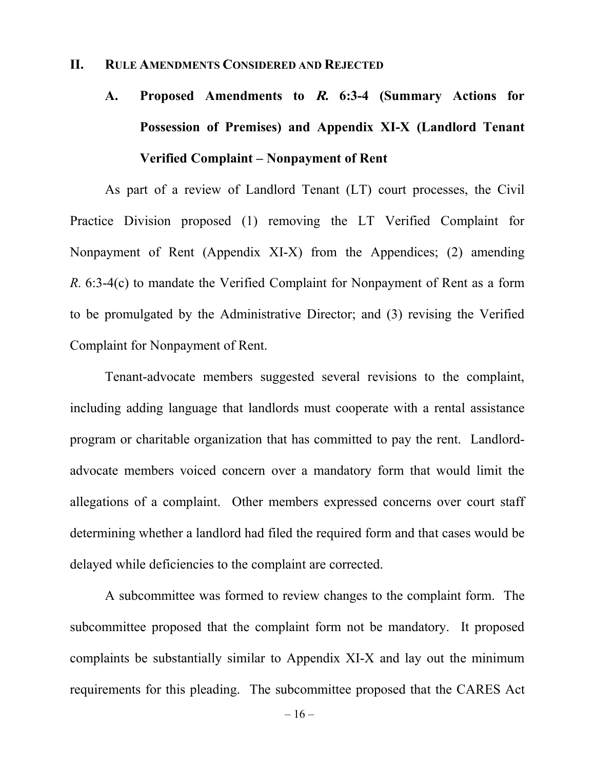## II. RULE AMENDMENTS CONSIDERED AND REJECTED

### A. Proposed Amendments to *R.* 6:3-4 (Summary Actions for Possession of Premises) and Appendix XI-X (Landlord Tenant Verified Complaint – Nonpayment of Rent

As part of a review of Landlord Tenant (LT) court processes, the Civil Practice Division proposed (1) removing the LT Verified Complaint for Nonpayment of Rent (Appendix XI-X) from the Appendices; (2) amending *R.* 6:3-4(c) to mandate the Verified Complaint for Nonpayment of Rent as a form to be promulgated by the Administrative Director; and (3) revising the Verified Complaint for Nonpayment of Rent.

Tenant-advocate members suggested several revisions to the complaint, including adding language that landlords must cooperate with a rental assistance program or charitable organization that has committed to pay the rent. Landlord-advocate members voiced concern over a mandatory form that would limit the allegations of a complaint. Other members expressed concerns over court staff determining whether a landlord had filed the required form and that cases would be delayed while deficiencies to the complaint are corrected.

A subcommittee was formed to review changes to the complaint form. The subcommittee proposed that the complaint form not be mandatory. It proposed complaints be substantially similar to Appendix XI-X and lay out the minimum requirements for this pleading. The subcommittee proposed that the CARES Act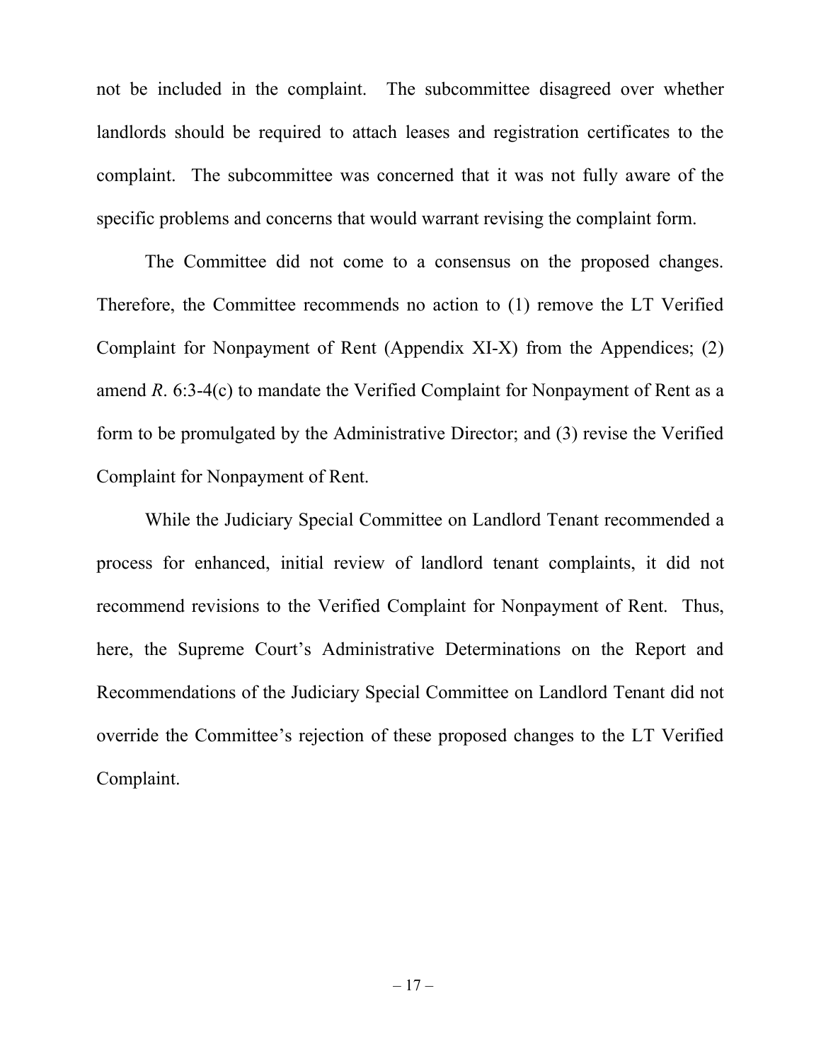not be included in the complaint. The subcommittee disagreed over whether landlords should be required to attach leases and registration certificates to the complaint. The subcommittee was concerned that it was not fully aware of the specific problems and concerns that would warrant revising the complaint form.

The Committee did not come to a consensus on the proposed changes. Therefore, the Committee recommends no action to (1) remove the LT Verified Complaint for Nonpayment of Rent (Appendix XI-X) from the Appendices; (2) amend *R*. 6:3-4(c) to mandate the Verified Complaint for Nonpayment of Rent as a form to be promulgated by the Administrative Director; and (3) revise the Verified Complaint for Nonpayment of Rent.

While the Judiciary Special Committee on Landlord Tenant recommended a process for enhanced, initial review of landlord tenant complaints, it did not recommend revisions to the Verified Complaint for Nonpayment of Rent. Thus, here, the Supreme Court's Administrative Determinations on the Report and Recommendations of the Judiciary Special Committee on Landlord Tenant did not override the Committee's rejection of these proposed changes to the LT Verified Complaint.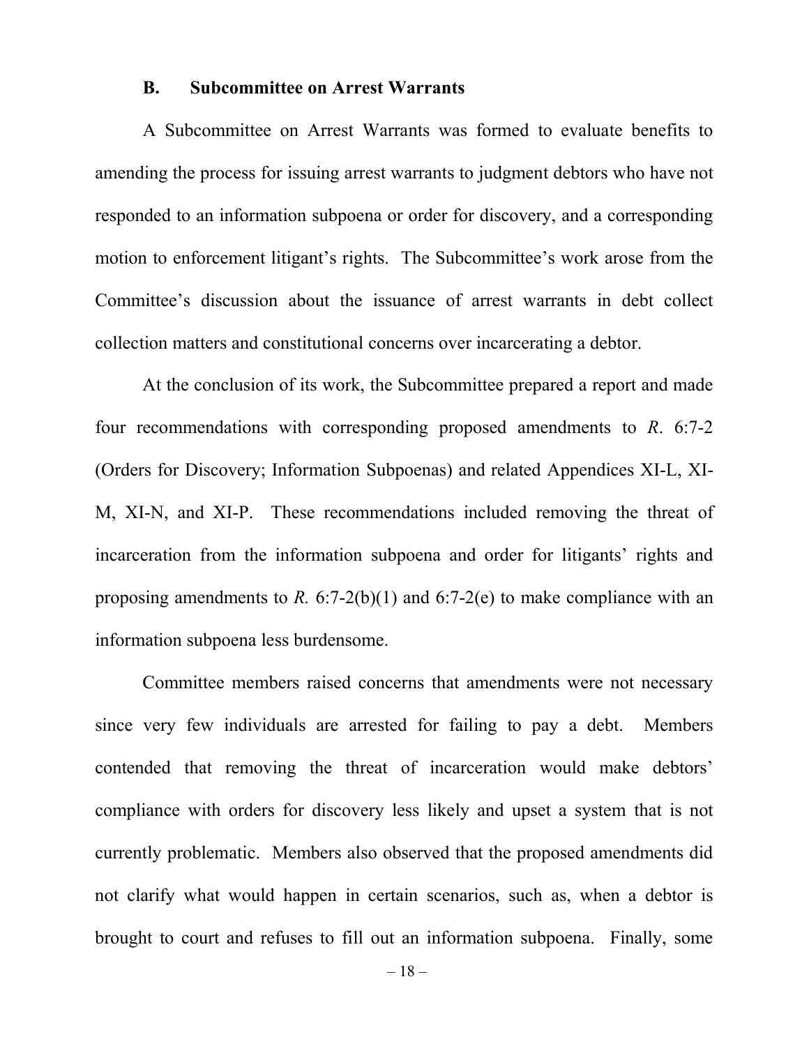### B. Subcommittee on Arrest Warrants

A Subcommittee on Arrest Warrants was formed to evaluate benefits to amending the process for issuing arrest warrants to judgment debtors who have not responded to an information subpoena or order for discovery, and a corresponding motion to enforcement litigant's rights. The Subcommittee's work arose from the Committee's discussion about the issuance of arrest warrants in debt collect collection matters and constitutional concerns over incarcerating a debtor.

At the conclusion of its work, the Subcommittee prepared a report and made four recommendations with corresponding proposed amendments to *R*. 6:7-2 (Orders for Discovery; Information Subpoenas) and related Appendices XI-L, XI-M, XI-N, and XI-P. These recommendations included removing the threat of incarceration from the information subpoena and order for litigants' rights and proposing amendments to *R.* 6:7-2(b)(1) and 6:7-2(e) to make compliance with an information subpoena less burdensome.

Committee members raised concerns that amendments were not necessary since very few individuals are arrested for failing to pay a debt. Members contended that removing the threat of incarceration would make debtors' compliance with orders for discovery less likely and upset a system that is not currently problematic. Members also observed that the proposed amendments did not clarify what would happen in certain scenarios, such as, when a debtor is brought to court and refuses to fill out an information subpoena. Finally, some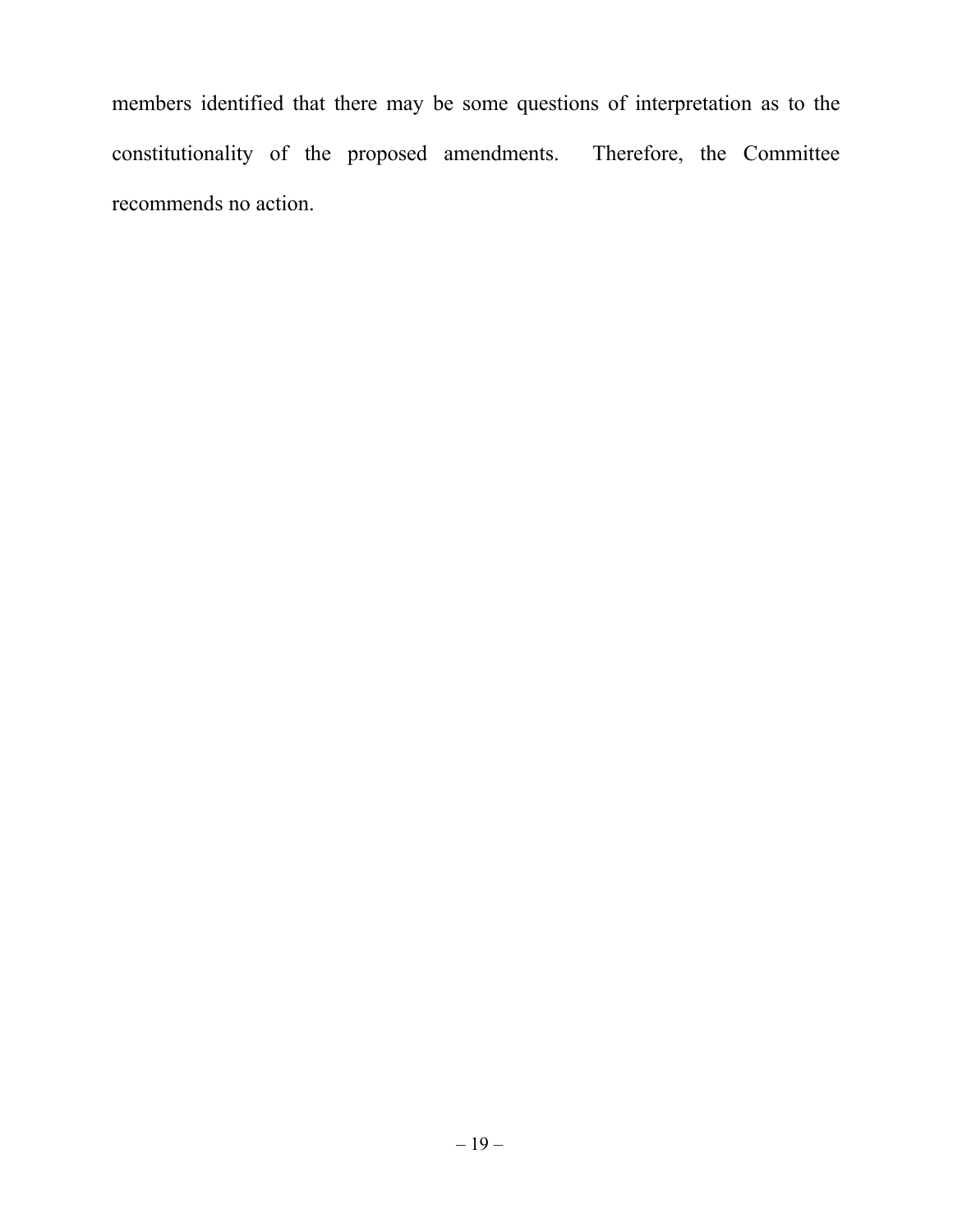members identified that there may be some questions of interpretation as to the constitutionality of the proposed amendments. Therefore, the Committee recommends no action.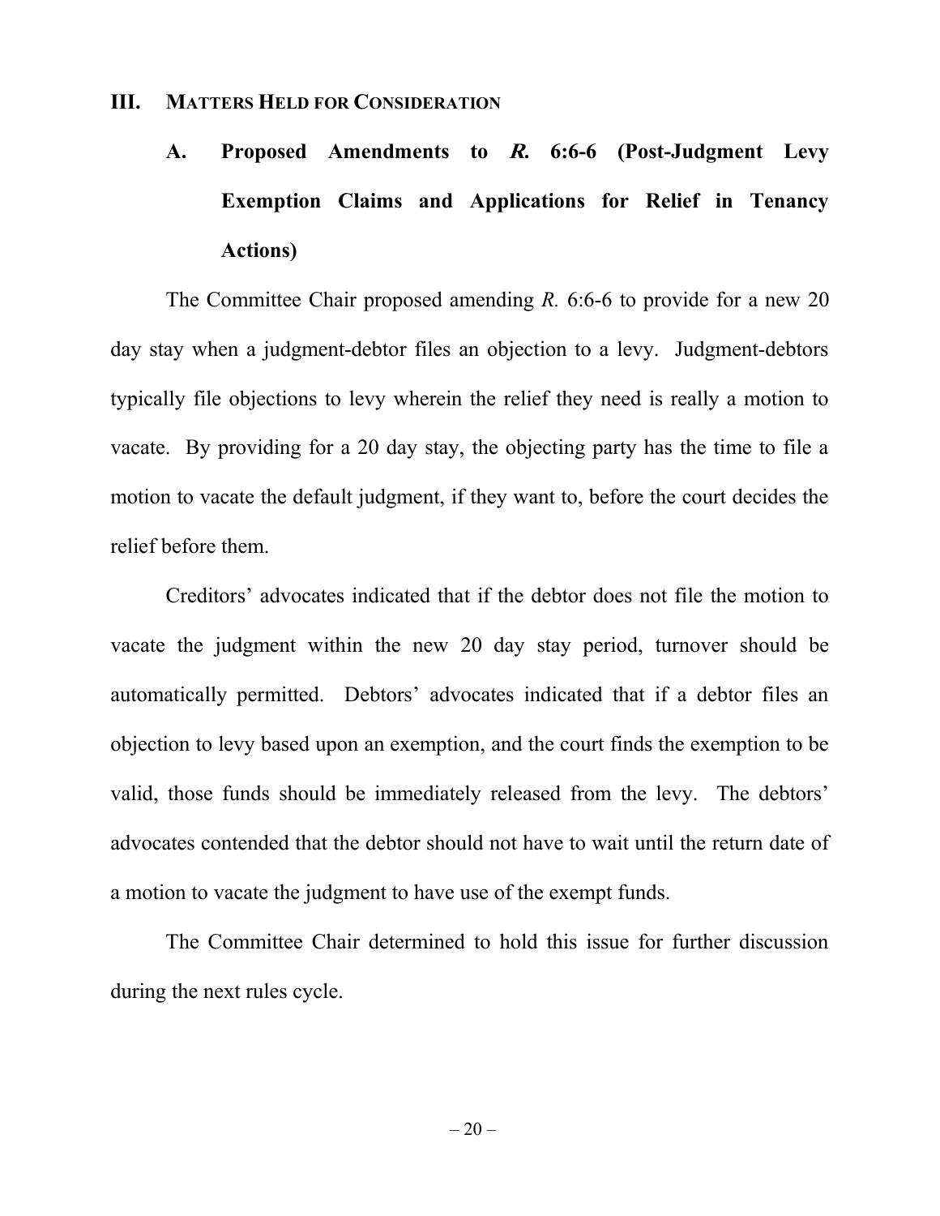## III. MATTERS HELD FOR CONSIDERATION

### A. Proposed Amendments to *R.* 6:6-6 (Post-Judgment Levy Exemption Claims and Applications for Relief in Tenancy Actions)

The Committee Chair proposed amending *R.* 6:6-6 to provide for a new 20 day stay when a judgment-debtor files an objection to a levy. Judgment-debtors typically file objections to levy wherein the relief they need is really a motion to vacate. By providing for a 20 day stay, the objecting party has the time to file a motion to vacate the default judgment, if they want to, before the court decides the relief before them.

Creditors' advocates indicated that if the debtor does not file the motion to vacate the judgment within the new 20 day stay period, turnover should be automatically permitted. Debtors' advocates indicated that if a debtor files an objection to levy based upon an exemption, and the court finds the exemption to be valid, those funds should be immediately released from the levy. The debtors' advocates contended that the debtor should not have to wait until the return date of a motion to vacate the judgment to have use of the exempt funds.

The Committee Chair determined to hold this issue for further discussion during the next rules cycle.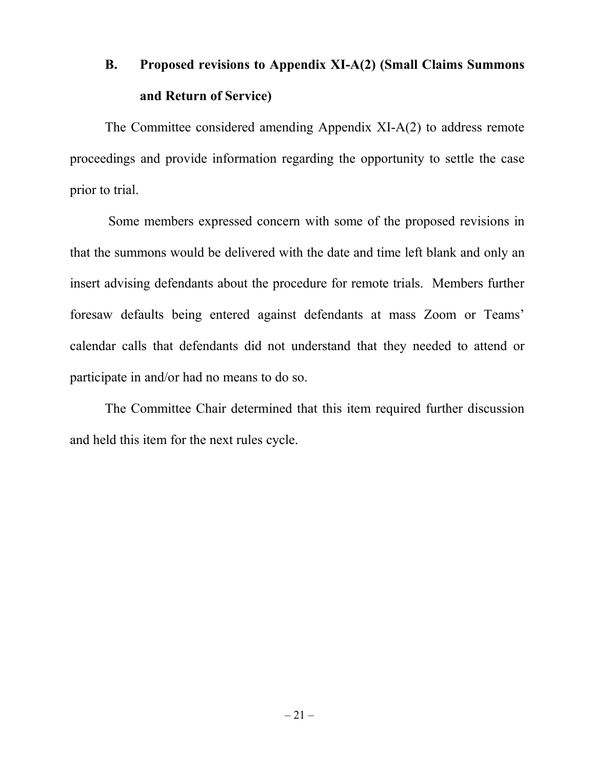### B. Proposed revisions to Appendix XI-A(2) (Small Claims Summons and Return of Service)

The Committee considered amending Appendix XI-A(2) to address remote proceedings and provide information regarding the opportunity to settle the case prior to trial.

Some members expressed concern with some of the proposed revisions in that the summons would be delivered with the date and time left blank and only an insert advising defendants about the procedure for remote trials. Members further foresaw defaults being entered against defendants at mass Zoom or Teams' calendar calls that defendants did not understand that they needed to attend or participate in and/or had no means to do so.

The Committee Chair determined that this item required further discussion and held this item for the next rules cycle.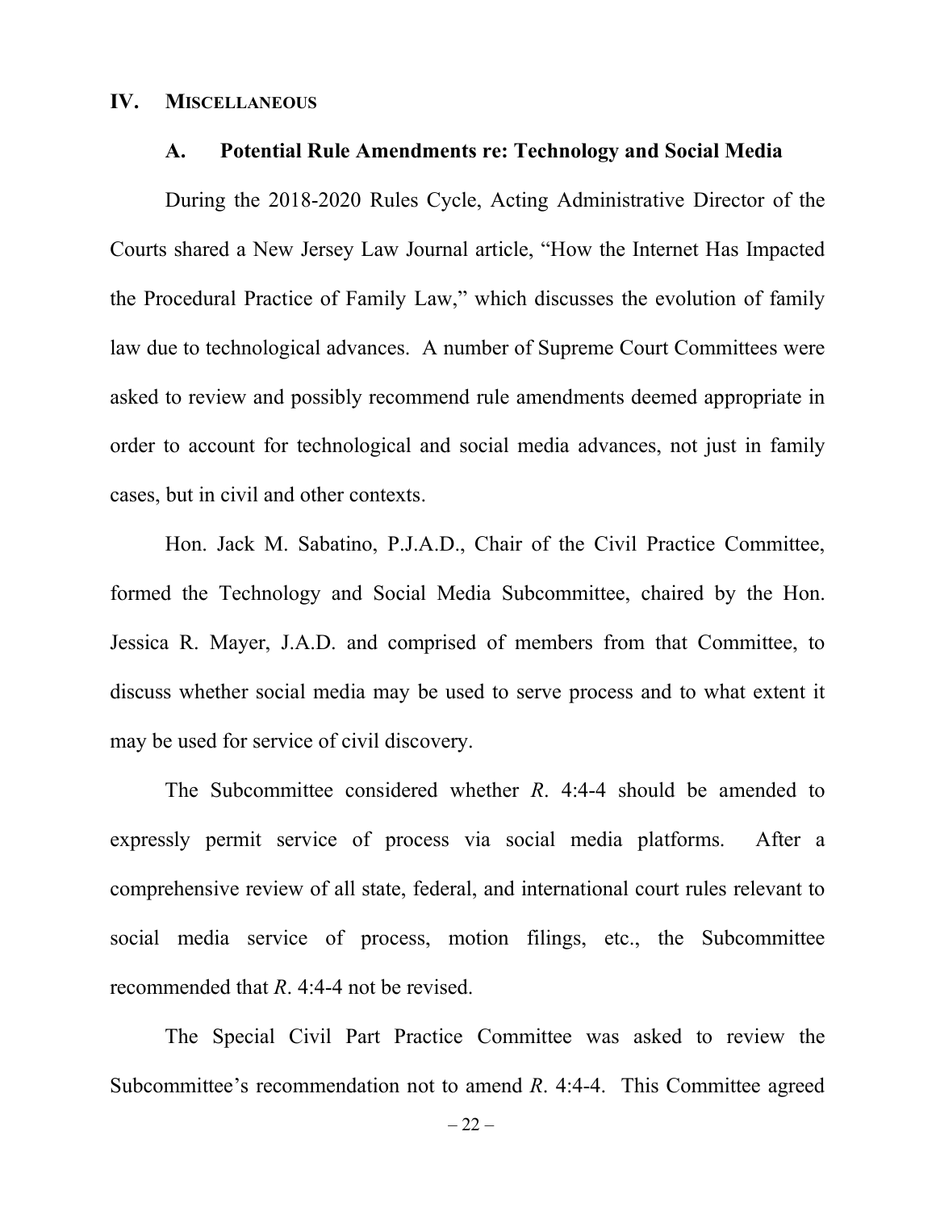## IV. MISCELLANEOUS

### A. Potential Rule Amendments re: Technology and Social Media

During the 2018-2020 Rules Cycle, Acting Administrative Director of the Courts shared a New Jersey Law Journal article, "How the Internet Has Impacted the Procedural Practice of Family Law," which discusses the evolution of family law due to technological advances. A number of Supreme Court Committees were asked to review and possibly recommend rule amendments deemed appropriate in order to account for technological and social media advances, not just in family cases, but in civil and other contexts.

Hon. Jack M. Sabatino, P.J.A.D., Chair of the Civil Practice Committee, formed the Technology and Social Media Subcommittee, chaired by the Hon. Jessica R. Mayer, J.A.D. and comprised of members from that Committee, to discuss whether social media may be used to serve process and to what extent it may be used for service of civil discovery.

The Subcommittee considered whether *R*. 4:4-4 should be amended to expressly permit service of process via social media platforms. After a comprehensive review of all state, federal, and international court rules relevant to social media service of process, motion filings, etc., the Subcommittee recommended that *R*. 4:4-4 not be revised.

The Special Civil Part Practice Committee was asked to review the Subcommittee's recommendation not to amend *R*. 4:4-4. This Committee agreed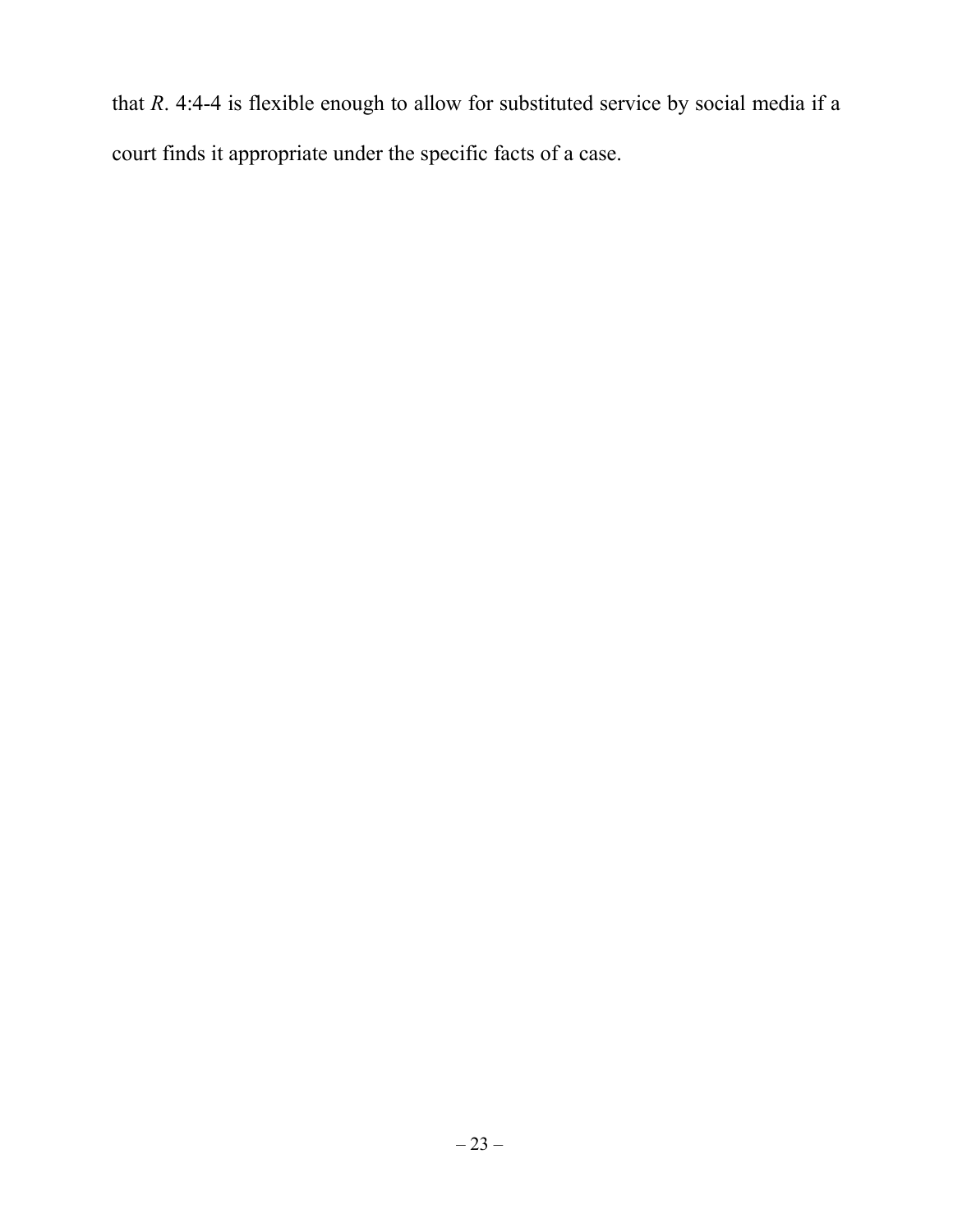that *R*. 4:4-4 is flexible enough to allow for substituted service by social media if a court finds it appropriate under the specific facts of a case.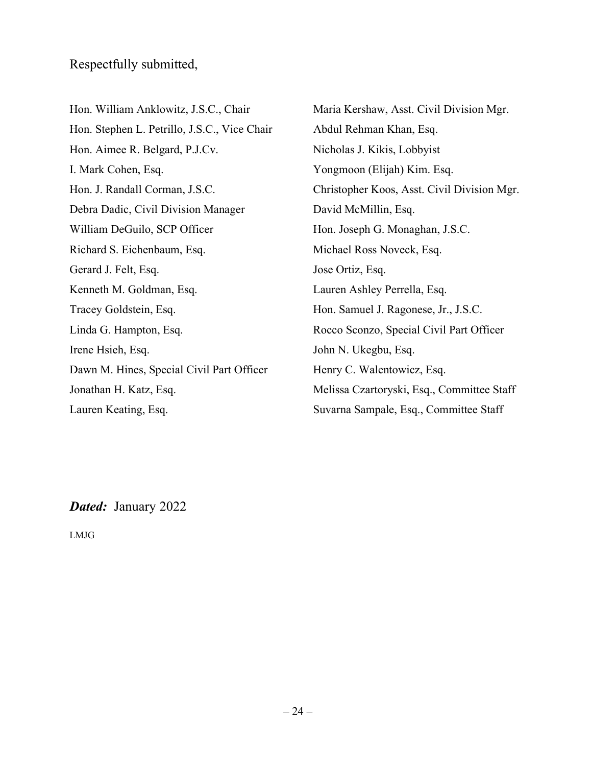Respectfully submitted,

Hon. William Anklowitz, J.S.C., Chair
Hon. Stephen L. Petrillo, J.S.C., Vice Chair
Hon. Aimee R. Belgard, P.J.Cv.
I. Mark Cohen, Esq.
Hon. J. Randall Corman, J.S.C.
Debra Dadic, Civil Division Manager
William DeGuilo, SCP Officer
Richard S. Eichenbaum, Esq.
Gerard J. Felt, Esq.
Kenneth M. Goldman, Esq.
Tracey Goldstein, Esq.
Linda G. Hampton, Esq.
Irene Hsieh, Esq.
Dawn M. Hines, Special Civil Part Officer
Jonathan H. Katz, Esq.
Lauren Keating, Esq.
Maria Kershaw, Asst. Civil Division Mgr.
Abdul Rehman Khan, Esq.
Nicholas J. Kikis, Lobbyist
Yongmoon (Elijah) Kim. Esq.
Christopher Koos, Asst. Civil Division Mgr.
David McMillin, Esq.
Hon. Joseph G. Monaghan, J.S.C.
Michael Ross Noveck, Esq.
Jose Ortiz, Esq.
Lauren Ashley Perrella, Esq.
Hon. Samuel J. Ragonese, Jr., J.S.C.
Rocco Sconzo, Special Civil Part Officer
John N. Ukegbu, Esq.
Henry C. Walentowicz, Esq.
Melissa Czartoryski, Esq., Committee Staff
Suvarna Sampale, Esq., Committee Staff

***Dated:*** January 2022

LMJG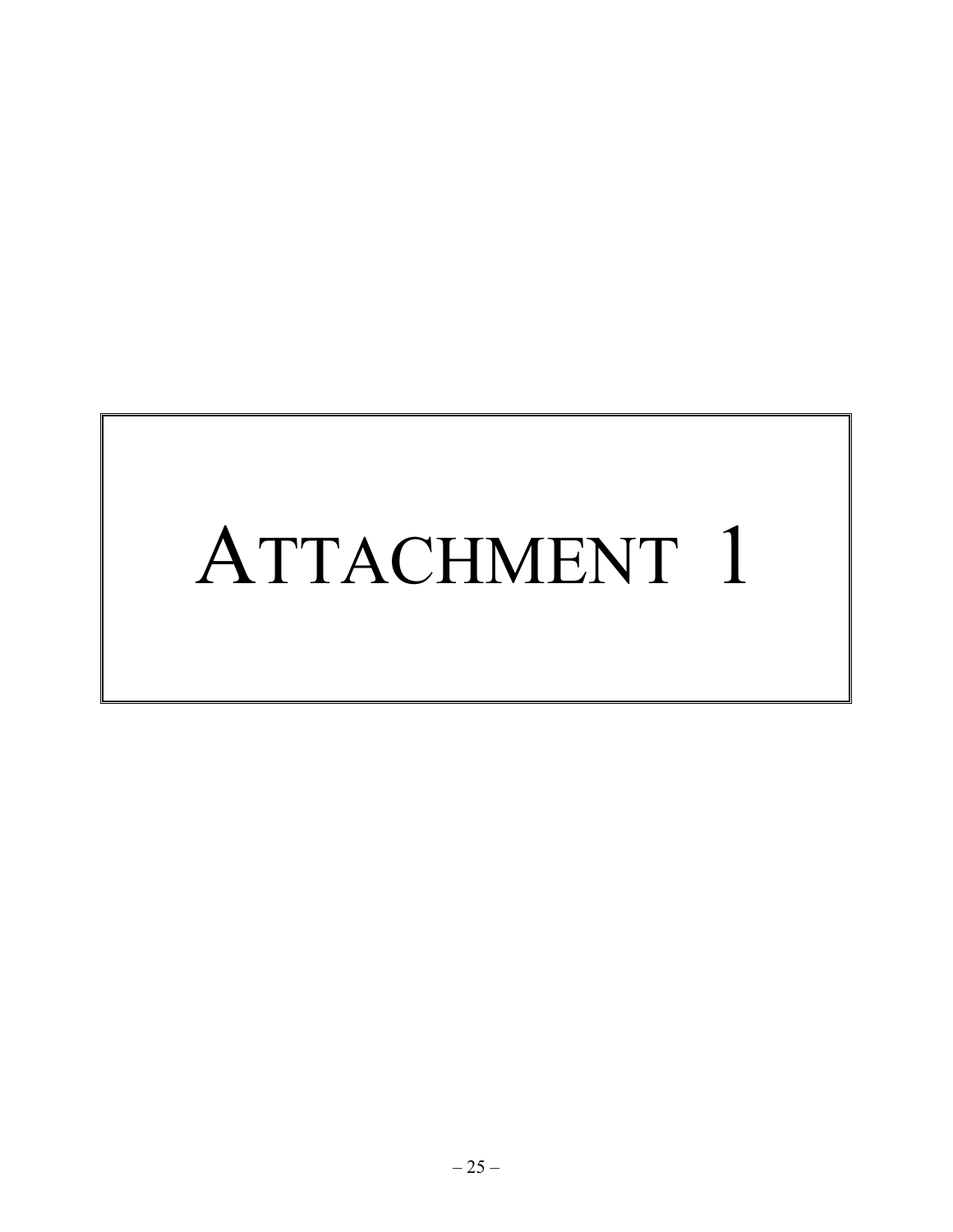# ATTACHMENT 1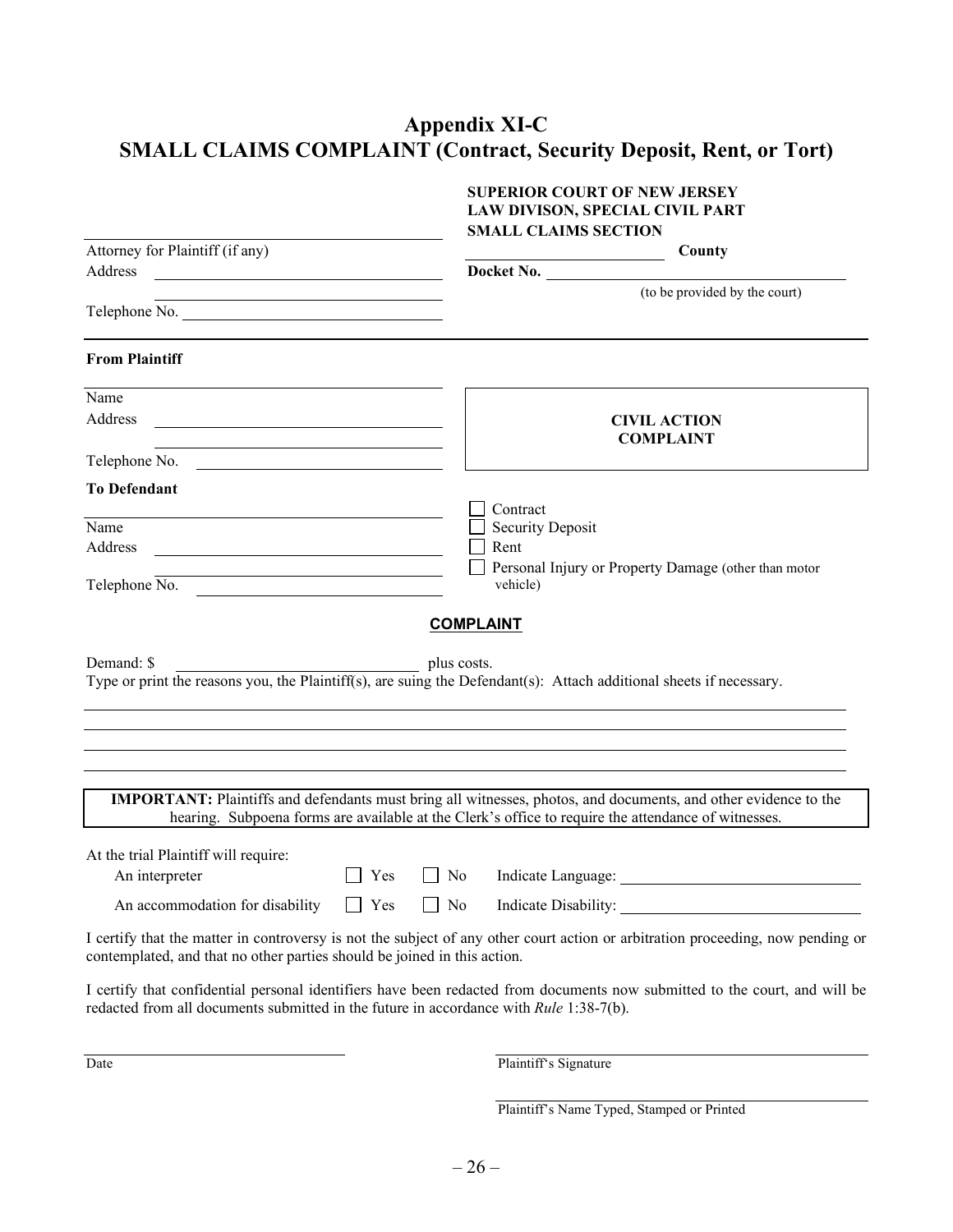# Appendix XI-C
# SMALL CLAIMS COMPLAINT (Contract, Security Deposit, Rent, or Tort)

**SUPERIOR COURT OF NEW JERSEY**
**LAW DIVISON, SPECIAL CIVIL PART**
**SMALL CLAIMS SECTION**

______________________ **County**

**Docket No.** ______________________
(to be provided by the court)

______________________
Attorney for Plaintiff (if any)
Address ______________________
______________________
Telephone No. ______________________

---

**From Plaintiff**

______________________
Name
Address ______________________
______________________
Telephone No. ______________________

**CIVIL ACTION**
**COMPLAINT**

**To Defendant**

______________________
Name
Address ______________________
______________________
Telephone No. ______________________

- ☐ Contract
- ☐ Security Deposit
- ☐ Rent
- ☐ Personal Injury or Property Damage (other than motor vehicle)

## COMPLAINT

Demand: $ ______________________ plus costs.

Type or print the reasons you, the Plaintiff(s), are suing the Defendant(s): Attach additional sheets if necessary.

______________________________________________
______________________________________________
______________________________________________
______________________________________________

**IMPORTANT:** Plaintiffs and defendants must bring all witnesses, photos, and documents, and other evidence to the hearing. Subpoena forms are available at the Clerk's office to require the attendance of witnesses.

At the trial Plaintiff will require:

An interpreter ☐ Yes ☐ No Indicate Language: ______________________

An accommodation for disability ☐ Yes ☐ No Indicate Disability: ______________________

I certify that the matter in controversy is not the subject of any other court action or arbitration proceeding, now pending or contemplated, and that no other parties should be joined in this action.

I certify that confidential personal identifiers have been redacted from documents now submitted to the court, and will be redacted from all documents submitted in the future in accordance with *Rule* 1:38-7(b).

______________________
Date

______________________
Plaintiff's Signature

______________________
Plaintiff's Name Typed, Stamped or Printed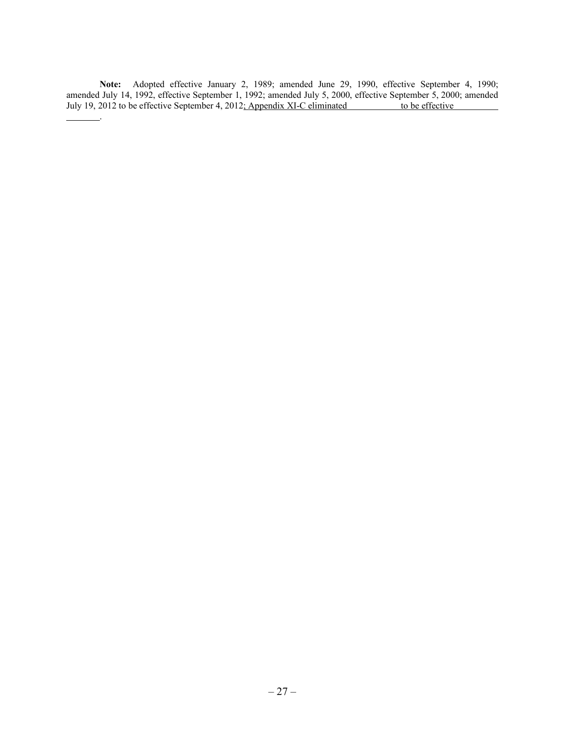**Note:** Adopted effective January 2, 1989; amended June 29, 1990, effective September 4, 1990; amended July 14, 1992, effective September 1, 1992; amended July 5, 2000, effective September 5, 2000; amended July 19, 2012 to be effective September 4, 2012; Appendix XI-C eliminated \_\_\_\_\_\_\_\_\_\_ to be effective \_\_\_\_\_\_\_\_\_\_.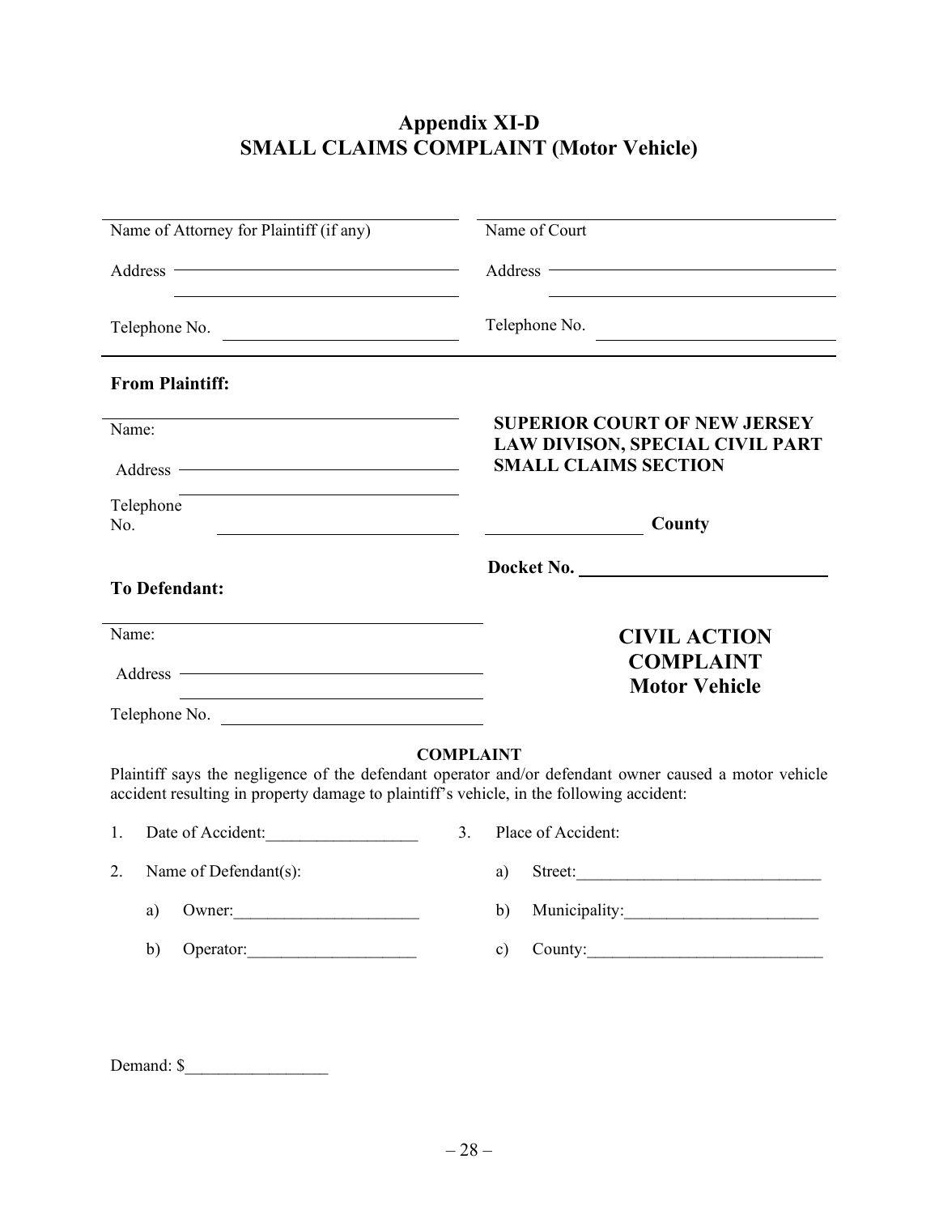# Appendix XI-D
# SMALL CLAIMS COMPLAINT (Motor Vehicle)

| | |
|---|---|
| Name of Attorney for Plaintiff (if any) | Name of Court |
| Address ______________________ | Address ______________________ |
| Telephone No. ______________________ | Telephone No. ______________________ |

**From Plaintiff:**

Name: ______________________

Address ______________________

Telephone No. ______________________

**SUPERIOR COURT OF NEW JERSEY**
**LAW DIVISON, SPECIAL CIVIL PART**
**SMALL CLAIMS SECTION**

______________ **County**

**Docket No.** ______________________

**To Defendant:**

Name: ______________________

Address ______________________

Telephone No. ______________________

## CIVIL ACTION COMPLAINT Motor Vehicle

**COMPLAINT**

Plaintiff says the negligence of the defendant operator and/or defendant owner caused a motor vehicle accident resulting in property damage to plaintiff's vehicle, in the following accident:

1. Date of Accident:__________________
2. Name of Defendant(s):
   a) Owner:______________________
   b) Operator:____________________
3. Place of Accident:
   a) Street:_____________________________
   b) Municipality:_______________________
   c) County:____________________________

Demand: $_________________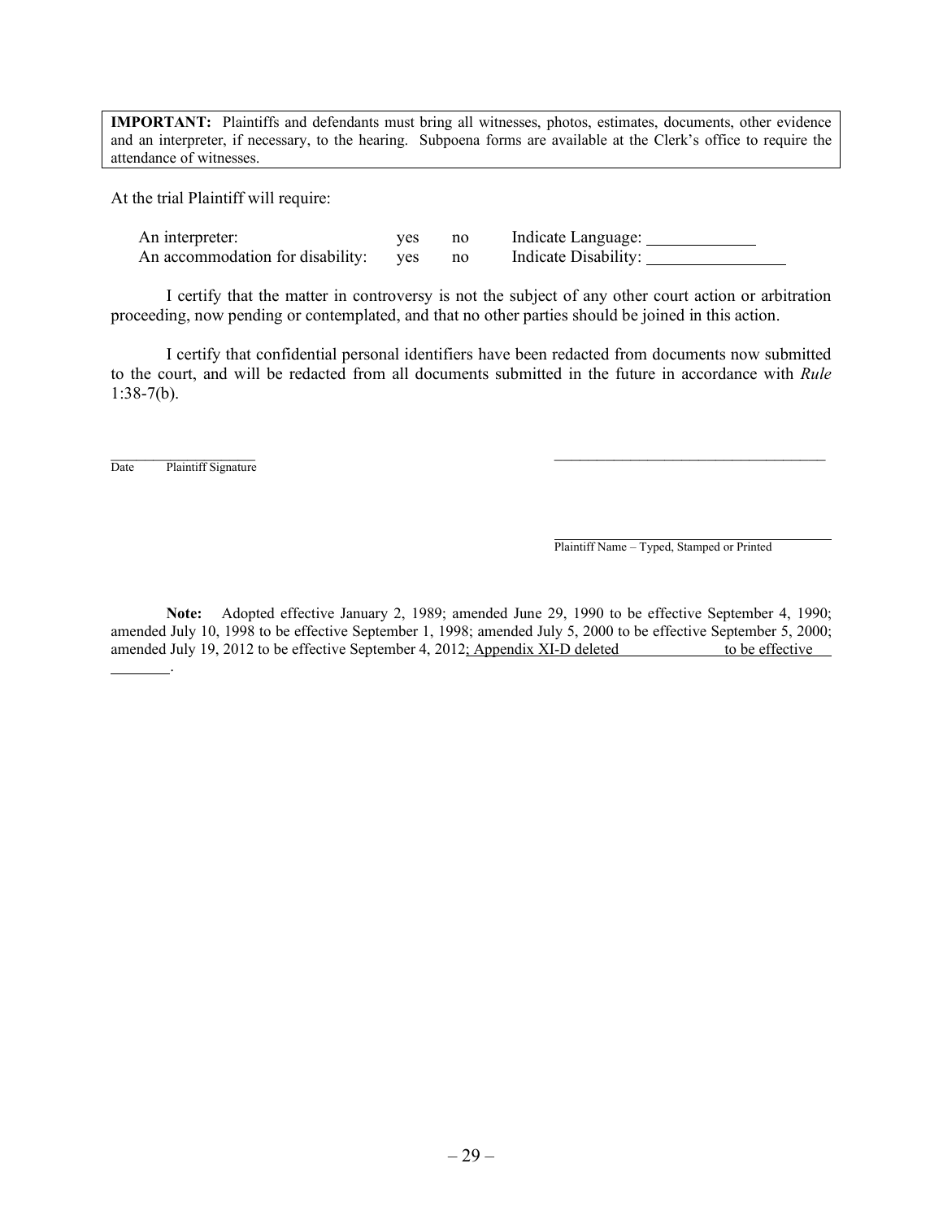**IMPORTANT:** Plaintiffs and defendants must bring all witnesses, photos, estimates, documents, other evidence and an interpreter, if necessary, to the hearing. Subpoena forms are available at the Clerk's office to require the attendance of witnesses.

At the trial Plaintiff will require:

| | | | |
|---|---|---|---|
| An interpreter: | yes | no | Indicate Language: ____________ |
| An accommodation for disability: | yes | no | Indicate Disability: ________________ |

I certify that the matter in controversy is not the subject of any other court action or arbitration proceeding, now pending or contemplated, and that no other parties should be joined in this action.

I certify that confidential personal identifiers have been redacted from documents now submitted to the court, and will be redacted from all documents submitted in the future in accordance with *Rule* 1:38-7(b).

____________________ ____________________________________

Date Plaintiff Signature

____________________________________

Plaintiff Name – Typed, Stamped or Printed

**Note:** Adopted effective January 2, 1989; amended June 29, 1990 to be effective September 4, 1990; amended July 10, 1998 to be effective September 1, 1998; amended July 5, 2000 to be effective September 5, 2000; amended July 19, 2012 to be effective September 4, 2012; Appendix XI-D deleted ____________ to be effective ________.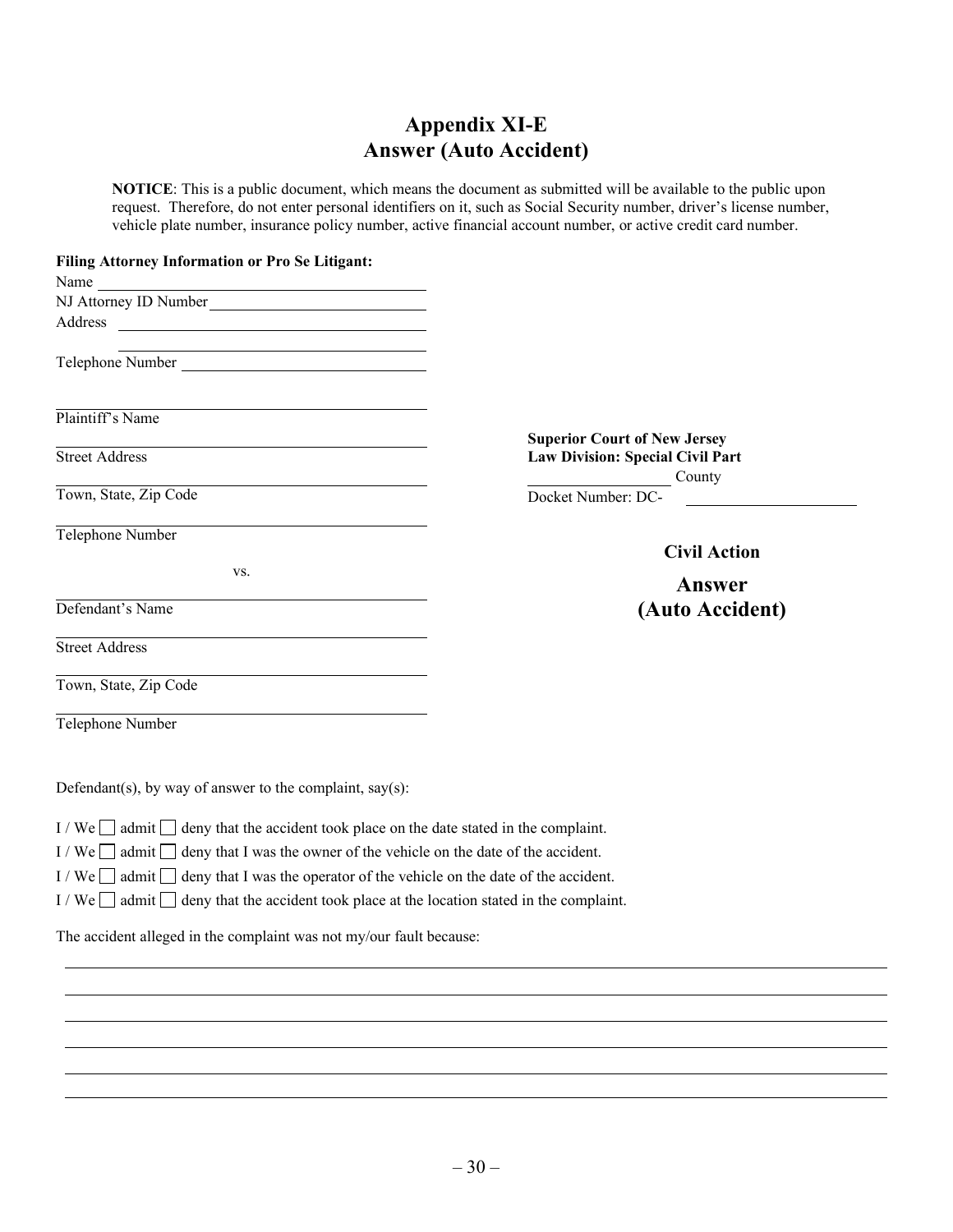# Appendix XI-E
# Answer (Auto Accident)

**NOTICE**: This is a public document, which means the document as submitted will be available to the public upon request. Therefore, do not enter personal identifiers on it, such as Social Security number, driver's license number, vehicle plate number, insurance policy number, active financial account number, or active credit card number.

**Filing Attorney Information or Pro Se Litigant:**

Name ______________________________

NJ Attorney ID Number ______________________________

Address ______________________________

______________________________

Telephone Number ______________________________

______________________________
Plaintiff's Name

______________________________
Street Address

______________________________
Town, State, Zip Code

______________________________
Telephone Number

vs.

______________________________
Defendant's Name

______________________________
Street Address

______________________________
Town, State, Zip Code

______________________________
Telephone Number

**Superior Court of New Jersey**
**Law Division: Special Civil Part**
______________ County
Docket Number: DC- ______________

**Civil Action**

**Answer**
**(Auto Accident)**

Defendant(s), by way of answer to the complaint, say(s):

I / We ☐ admit ☐ deny that the accident took place on the date stated in the complaint.

I / We ☐ admit ☐ deny that I was the owner of the vehicle on the date of the accident.

I / We ☐ admit ☐ deny that I was the operator of the vehicle on the date of the accident.

I / We ☐ admit ☐ deny that the accident took place at the location stated in the complaint.

The accident alleged in the complaint was not my/our fault because:

______________________________________________________________________________

______________________________________________________________________________

______________________________________________________________________________

______________________________________________________________________________

______________________________________________________________________________

______________________________________________________________________________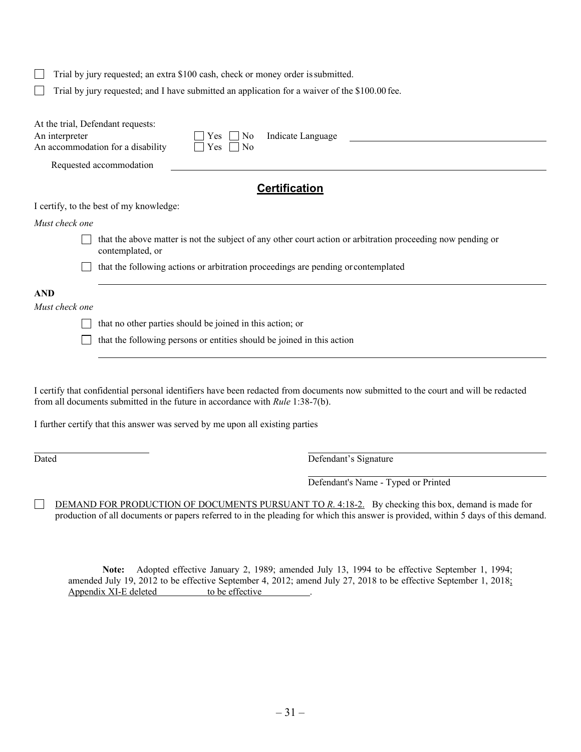☐ Trial by jury requested; an extra $100 cash, check or money order is submitted.

☐ Trial by jury requested; and I have submitted an application for a waiver of the $100.00 fee.

At the trial, Defendant requests:

An interpreter ☐ Yes ☐ No Indicate Language ______________________________

An accommodation for a disability ☐ Yes ☐ No

Requested accommodation ______________________________

## Certification

I certify, to the best of my knowledge:

*Must check one*

☐ that the above matter is not the subject of any other court action or arbitration proceeding now pending or contemplated, or

☐ that the following actions or arbitration proceedings are pending or contemplated

______________________________

**AND**

*Must check one*

☐ that no other parties should be joined in this action; or

☐ that the following persons or entities should be joined in this action

______________________________

I certify that confidential personal identifiers have been redacted from documents now submitted to the court and will be redacted from all documents submitted in the future in accordance with *Rule* 1:38-7(b).

I further certify that this answer was served by me upon all existing parties

______________________________ ______________________________

Dated Defendant's Signature

______________________________

Defendant's Name - Typed or Printed

☐ DEMAND FOR PRODUCTION OF DOCUMENTS PURSUANT TO *R.* 4:18-2. By checking this box, demand is made for production of all documents or papers referred to in the pleading for which this answer is provided, within 5 days of this demand.

**Note:** Adopted effective January 2, 1989; amended July 13, 1994 to be effective September 1, 1994; amended July 19, 2012 to be effective September 4, 2012; amend July 27, 2018 to be effective September 1, 2018; Appendix XI-E deleted __________ to be effective __________.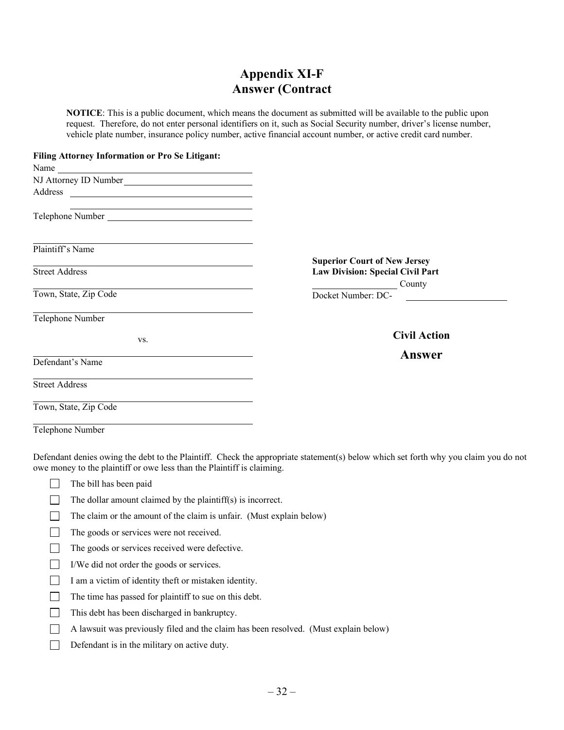# Appendix XI-F
## Answer (Contract

**NOTICE**: This is a public document, which means the document as submitted will be available to the public upon request. Therefore, do not enter personal identifiers on it, such as Social Security number, driver's license number, vehicle plate number, insurance policy number, active financial account number, or active credit card number.

**Filing Attorney Information or Pro Se Litigant:**

Name ______________________________

NJ Attorney ID Number ______________________________

Address ______________________________

______________________________

Telephone Number ______________________________

______________________________
Plaintiff's Name

______________________________
Street Address

______________________________
Town, State, Zip Code

______________________________
Telephone Number

vs.

______________________________
Defendant's Name

______________________________
Street Address

______________________________
Town, State, Zip Code

______________________________
Telephone Number

**Superior Court of New Jersey**
**Law Division: Special Civil Part**
______________ County
Docket Number: DC- ______________

**Civil Action**

**Answer**

Defendant denies owing the debt to the Plaintiff. Check the appropriate statement(s) below which set forth why you claim you do not owe money to the plaintiff or owe less than the Plaintiff is claiming.

- ☐ The bill has been paid
- ☐ The dollar amount claimed by the plaintiff(s) is incorrect.
- ☐ The claim or the amount of the claim is unfair. (Must explain below)
- ☐ The goods or services were not received.
- ☐ The goods or services received were defective.
- ☐ I/We did not order the goods or services.
- ☐ I am a victim of identity theft or mistaken identity.
- ☐ The time has passed for plaintiff to sue on this debt.
- ☐ This debt has been discharged in bankruptcy.
- ☐ A lawsuit was previously filed and the claim has been resolved. (Must explain below)
- ☐ Defendant is in the military on active duty.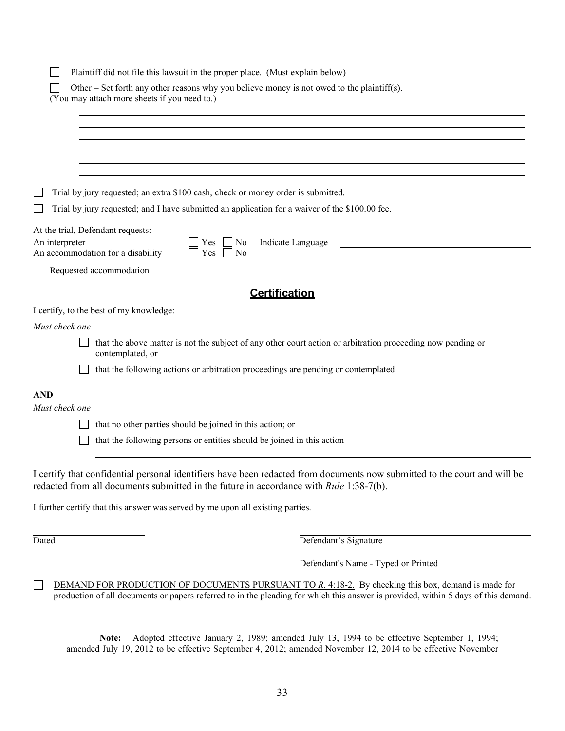☐ Plaintiff did not file this lawsuit in the proper place. (Must explain below)

☐ Other – Set forth any other reasons why you believe money is not owed to the plaintiff(s).
(You may attach more sheets if you need to.)

\_\_\_\_\_\_\_\_\_\_\_\_\_\_\_\_\_\_\_\_\_\_\_\_\_\_\_\_\_\_\_\_\_\_\_\_\_\_\_\_\_\_\_\_\_\_\_\_\_\_\_\_\_\_\_\_\_\_\_\_\_\_\_\_\_\_\_\_\_\_\_\_

\_\_\_\_\_\_\_\_\_\_\_\_\_\_\_\_\_\_\_\_\_\_\_\_\_\_\_\_\_\_\_\_\_\_\_\_\_\_\_\_\_\_\_\_\_\_\_\_\_\_\_\_\_\_\_\_\_\_\_\_\_\_\_\_\_\_\_\_\_\_\_\_

\_\_\_\_\_\_\_\_\_\_\_\_\_\_\_\_\_\_\_\_\_\_\_\_\_\_\_\_\_\_\_\_\_\_\_\_\_\_\_\_\_\_\_\_\_\_\_\_\_\_\_\_\_\_\_\_\_\_\_\_\_\_\_\_\_\_\_\_\_\_\_\_

\_\_\_\_\_\_\_\_\_\_\_\_\_\_\_\_\_\_\_\_\_\_\_\_\_\_\_\_\_\_\_\_\_\_\_\_\_\_\_\_\_\_\_\_\_\_\_\_\_\_\_\_\_\_\_\_\_\_\_\_\_\_\_\_\_\_\_\_\_\_\_\_

\_\_\_\_\_\_\_\_\_\_\_\_\_\_\_\_\_\_\_\_\_\_\_\_\_\_\_\_\_\_\_\_\_\_\_\_\_\_\_\_\_\_\_\_\_\_\_\_\_\_\_\_\_\_\_\_\_\_\_\_\_\_\_\_\_\_\_\_\_\_\_\_

\_\_\_\_\_\_\_\_\_\_\_\_\_\_\_\_\_\_\_\_\_\_\_\_\_\_\_\_\_\_\_\_\_\_\_\_\_\_\_\_\_\_\_\_\_\_\_\_\_\_\_\_\_\_\_\_\_\_\_\_\_\_\_\_\_\_\_\_\_\_\_\_

☐ Trial by jury requested; an extra $100 cash, check or money order is submitted.

☐ Trial by jury requested; and I have submitted an application for a waiver of the $100.00 fee.

At the trial, Defendant requests:

An interpreter ☐ Yes ☐ No Indicate Language \_\_\_\_\_\_\_\_\_\_\_\_\_\_\_\_\_\_\_\_\_\_\_\_

An accommodation for a disability ☐ Yes ☐ No

Requested accommodation \_\_\_\_\_\_\_\_\_\_\_\_\_\_\_\_\_\_\_\_\_\_\_\_\_\_\_\_\_\_\_\_\_\_\_\_\_\_\_\_\_\_\_\_

## Certification

I certify, to the best of my knowledge:

*Must check one*

☐ that the above matter is not the subject of any other court action or arbitration proceeding now pending or contemplated, or

☐ that the following actions or arbitration proceedings are pending or contemplated

\_\_\_\_\_\_\_\_\_\_\_\_\_\_\_\_\_\_\_\_\_\_\_\_\_\_\_\_\_\_\_\_\_\_\_\_\_\_\_\_\_\_\_\_\_\_\_\_\_\_\_\_\_\_\_\_\_\_\_\_\_\_\_\_\_\_\_\_\_\_\_\_

**AND**

*Must check one*

☐ that no other parties should be joined in this action; or

☐ that the following persons or entities should be joined in this action

\_\_\_\_\_\_\_\_\_\_\_\_\_\_\_\_\_\_\_\_\_\_\_\_\_\_\_\_\_\_\_\_\_\_\_\_\_\_\_\_\_\_\_\_\_\_\_\_\_\_\_\_\_\_\_\_\_\_\_\_\_\_\_\_\_\_\_\_\_\_\_\_

I certify that confidential personal identifiers have been redacted from documents now submitted to the court and will be redacted from all documents submitted in the future in accordance with *Rule* 1:38-7(b).

I further certify that this answer was served by me upon all existing parties.

\_\_\_\_\_\_\_\_\_\_\_\_\_\_\_\_\_\_\_\_\_\_\_\_ \_\_\_\_\_\_\_\_\_\_\_\_\_\_\_\_\_\_\_\_\_\_\_\_\_\_\_\_\_\_\_\_\_\_\_\_

Dated Defendant's Signature

\_\_\_\_\_\_\_\_\_\_\_\_\_\_\_\_\_\_\_\_\_\_\_\_\_\_\_\_\_\_\_\_\_\_\_\_

Defendant's Name - Typed or Printed

☐ DEMAND FOR PRODUCTION OF DOCUMENTS PURSUANT TO *R.* 4:18-2. By checking this box, demand is made for production of all documents or papers referred to in the pleading for which this answer is provided, within 5 days of this demand.

**Note:** Adopted effective January 2, 1989; amended July 13, 1994 to be effective September 1, 1994; amended July 19, 2012 to be effective September 4, 2012; amended November 12, 2014 to be effective November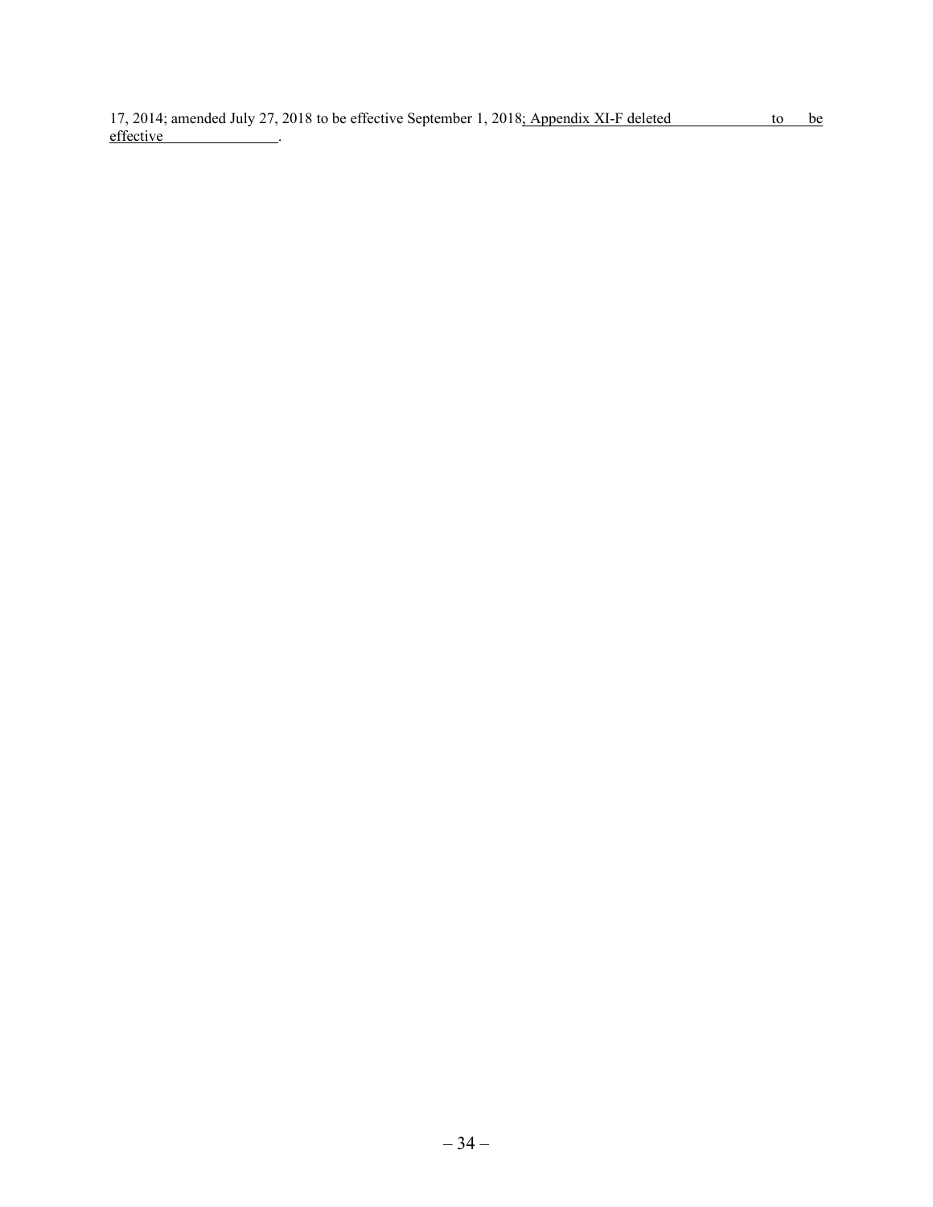17, 2014; amended July 27, 2018 to be effective September 1, 2018; Appendix XI-F deleted \_\_\_\_\_\_\_\_\_\_\_\_\_ to be effective \_\_\_\_\_\_\_\_\_\_\_\_\_\_\_.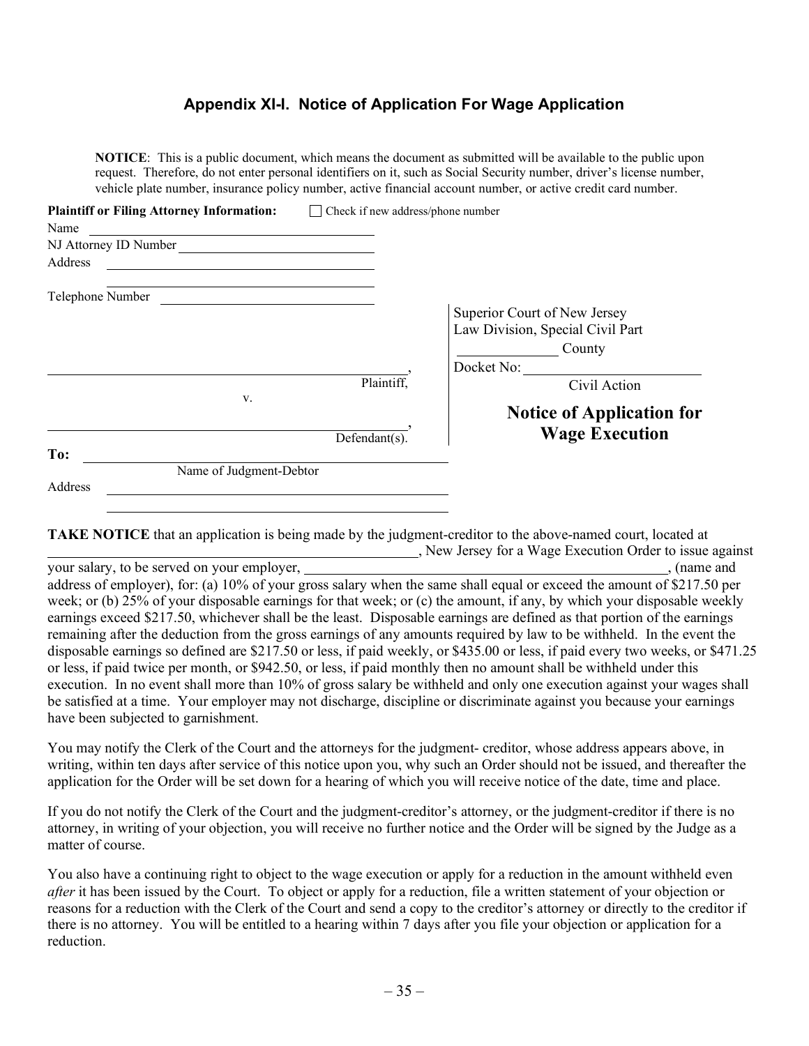## Appendix XI-I. Notice of Application For Wage Application

**NOTICE**: This is a public document, which means the document as submitted will be available to the public upon request. Therefore, do not enter personal identifiers on it, such as Social Security number, driver's license number, vehicle plate number, insurance policy number, active financial account number, or active credit card number.

**Plaintiff or Filing Attorney Information:** ☐ Check if new address/phone number

Name ______________________________

NJ Attorney ID Number ______________________________

Address ______________________________

______________________________

Telephone Number ______________________________

Superior Court of New Jersey
Law Division, Special Civil Part
______________ County

______________________________, Plaintiff,

v.

______________________________, Defendant(s).

Docket No: ______________________________

Civil Action

**Notice of Application for Wage Execution**

**To:** ______________________________
Name of Judgment-Debtor

Address ______________________________

______________________________

**TAKE NOTICE** that an application is being made by the judgment-creditor to the above-named court, located at ______________________________, New Jersey for a Wage Execution Order to issue against your salary, to be served on your employer, ______________________________, (name and address of employer), for: (a) 10% of your gross salary when the same shall equal or exceed the amount of $217.50 per week; or (b) 25% of your disposable earnings for that week; or (c) the amount, if any, by which your disposable weekly earnings exceed $217.50, whichever shall be the least. Disposable earnings are defined as that portion of the earnings remaining after the deduction from the gross earnings of any amounts required by law to be withheld. In the event the disposable earnings so defined are $217.50 or less, if paid weekly, or $435.00 or less, if paid every two weeks, or $471.25 or less, if paid twice per month, or $942.50, or less, if paid monthly then no amount shall be withheld under this execution. In no event shall more than 10% of gross salary be withheld and only one execution against your wages shall be satisfied at a time. Your employer may not discharge, discipline or discriminate against you because your earnings have been subjected to garnishment.

You may notify the Clerk of the Court and the attorneys for the judgment- creditor, whose address appears above, in writing, within ten days after service of this notice upon you, why such an Order should not be issued, and thereafter the application for the Order will be set down for a hearing of which you will receive notice of the date, time and place.

If you do not notify the Clerk of the Court and the judgment-creditor's attorney, or the judgment-creditor if there is no attorney, in writing of your objection, you will receive no further notice and the Order will be signed by the Judge as a matter of course.

You also have a continuing right to object to the wage execution or apply for a reduction in the amount withheld even *after* it has been issued by the Court. To object or apply for a reduction, file a written statement of your objection or reasons for a reduction with the Clerk of the Court and send a copy to the creditor's attorney or directly to the creditor if there is no attorney. You will be entitled to a hearing within 7 days after you file your objection or application for a reduction.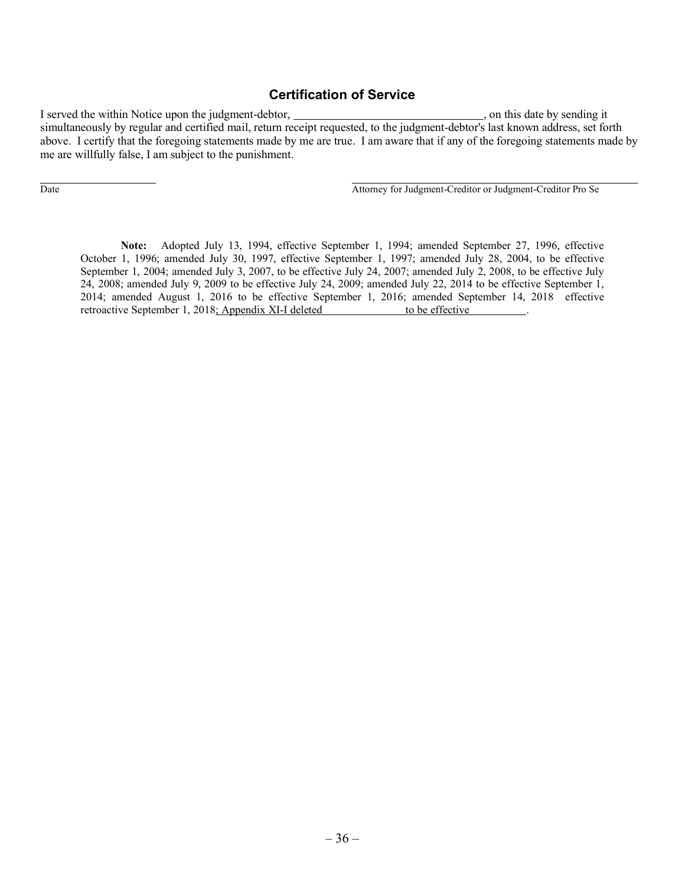## Certification of Service

I served the within Notice upon the judgment-debtor, \_\_\_\_\_\_\_\_\_\_\_\_\_\_\_\_\_\_\_\_\_\_\_\_\_\_\_\_\_\_\_\_, on this date by sending it simultaneously by regular and certified mail, return receipt requested, to the judgment-debtor's last known address, set forth above. I certify that the foregoing statements made by me are true. I am aware that if any of the foregoing statements made by me are willfully false, I am subject to the punishment.

\_\_\_\_\_\_\_\_\_\_\_\_\_\_\_\_\_\_\_\_\_\_ Date

\_\_\_\_\_\_\_\_\_\_\_\_\_\_\_\_\_\_\_\_\_\_\_\_\_\_\_\_\_\_\_\_\_\_\_\_\_\_\_\_\_\_\_\_\_\_\_\_ Attorney for Judgment-Creditor or Judgment-Creditor Pro Se

**Note:** Adopted July 13, 1994, effective September 1, 1994; amended September 27, 1996, effective October 1, 1996; amended July 30, 1997, effective September 1, 1997; amended July 28, 2004, to be effective September 1, 2004; amended July 3, 2007, to be effective July 24, 2007; amended July 2, 2008, to be effective July 24, 2008; amended July 9, 2009 to be effective July 24, 2009; amended July 22, 2014 to be effective September 1, 2014; amended August 1, 2016 to be effective September 1, 2016; amended September 14, 2018 effective retroactive September 1, 2018<u>; Appendix XI-I deleted \_\_\_\_\_\_\_\_\_\_\_\_\_\_\_\_ to be effective \_\_\_\_\_\_\_\_\_\_</u>.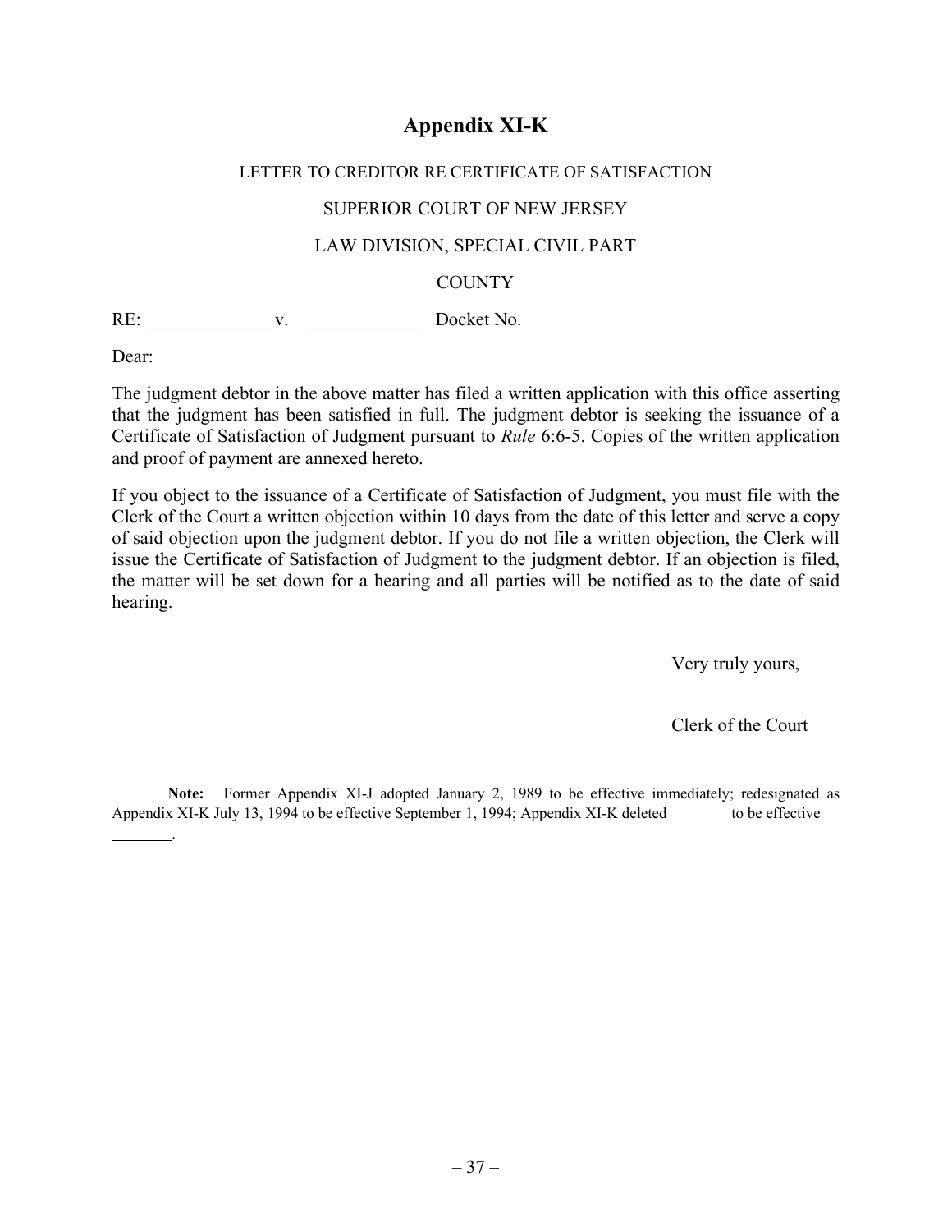# Appendix XI-K

LETTER TO CREDITOR RE CERTIFICATE OF SATISFACTION

SUPERIOR COURT OF NEW JERSEY

LAW DIVISION, SPECIAL CIVIL PART

COUNTY

RE: _____________ v. ____________ Docket No.

Dear:

The judgment debtor in the above matter has filed a written application with this office asserting that the judgment has been satisfied in full. The judgment debtor is seeking the issuance of a Certificate of Satisfaction of Judgment pursuant to *Rule* 6:6-5. Copies of the written application and proof of payment are annexed hereto.

If you object to the issuance of a Certificate of Satisfaction of Judgment, you must file with the Clerk of the Court a written objection within 10 days from the date of this letter and serve a copy of said objection upon the judgment debtor. If you do not file a written objection, the Clerk will issue the Certificate of Satisfaction of Judgment to the judgment debtor. If an objection is filed, the matter will be set down for a hearing and all parties will be notified as to the date of said hearing.

Very truly yours,

Clerk of the Court

**Note:** Former Appendix XI-J adopted January 2, 1989 to be effective immediately; redesignated as Appendix XI-K July 13, 1994 to be effective September 1, 1994; Appendix XI-K deleted ________ to be effective ________.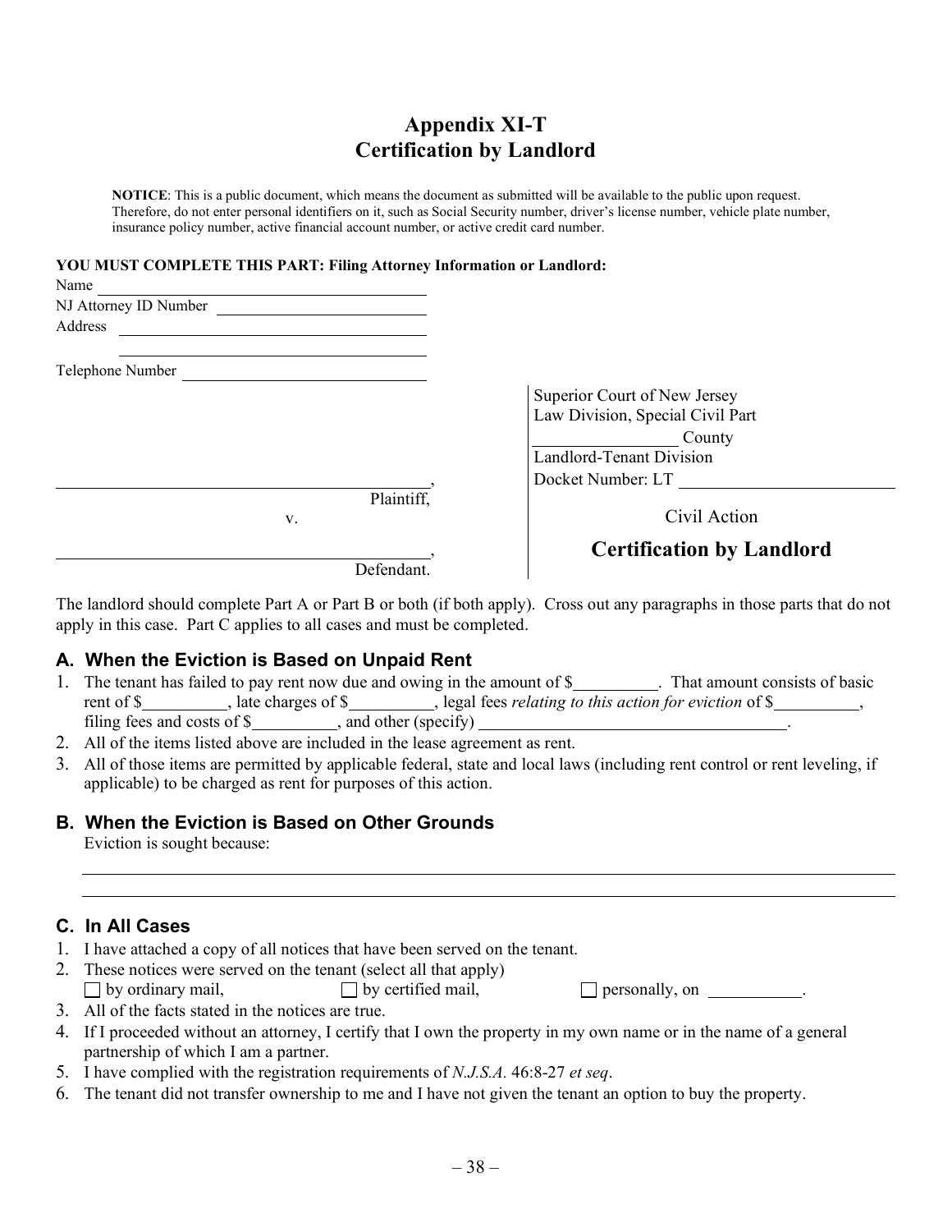# Appendix XI-T
# Certification by Landlord

**NOTICE**: This is a public document, which means the document as submitted will be available to the public upon request. Therefore, do not enter personal identifiers on it, such as Social Security number, driver's license number, vehicle plate number, insurance policy number, active financial account number, or active credit card number.

**YOU MUST COMPLETE THIS PART: Filing Attorney Information or Landlord:**

Name ______________________________________

NJ Attorney ID Number ______________________

Address ____________________________________

____________________________________

Telephone Number ___________________________

Superior Court of New Jersey
Law Division, Special Civil Part
______________ County
Landlord-Tenant Division
Docket Number: LT ______________________

______________________________________,
Plaintiff,

v.

______________________________________,
Defendant.

Civil Action

**Certification by Landlord**

The landlord should complete Part A or Part B or both (if both apply). Cross out any paragraphs in those parts that do not apply in this case. Part C applies to all cases and must be completed.

## A. When the Eviction is Based on Unpaid Rent

1. The tenant has failed to pay rent now due and owing in the amount of $__________. That amount consists of basic rent of $__________, late charges of $__________, legal fees *relating to this action for eviction* of $__________, filing fees and costs of $__________, and other (specify) ______________________________________.
2. All of the items listed above are included in the lease agreement as rent.
3. All of those items are permitted by applicable federal, state and local laws (including rent control or rent leveling, if applicable) to be charged as rent for purposes of this action.

## B. When the Eviction is Based on Other Grounds

Eviction is sought because:

______________________________________________________________________

______________________________________________________________________

## C. In All Cases

1. I have attached a copy of all notices that have been served on the tenant.
2. These notices were served on the tenant (select all that apply)
   ☐ by ordinary mail, ☐ by certified mail, ☐ personally, on __________.
3. All of the facts stated in the notices are true.
4. If I proceeded without an attorney, I certify that I own the property in my own name or in the name of a general partnership of which I am a partner.
5. I have complied with the registration requirements of *N.J.S.A.* 46:8-27 *et seq*.
6. The tenant did not transfer ownership to me and I have not given the tenant an option to buy the property.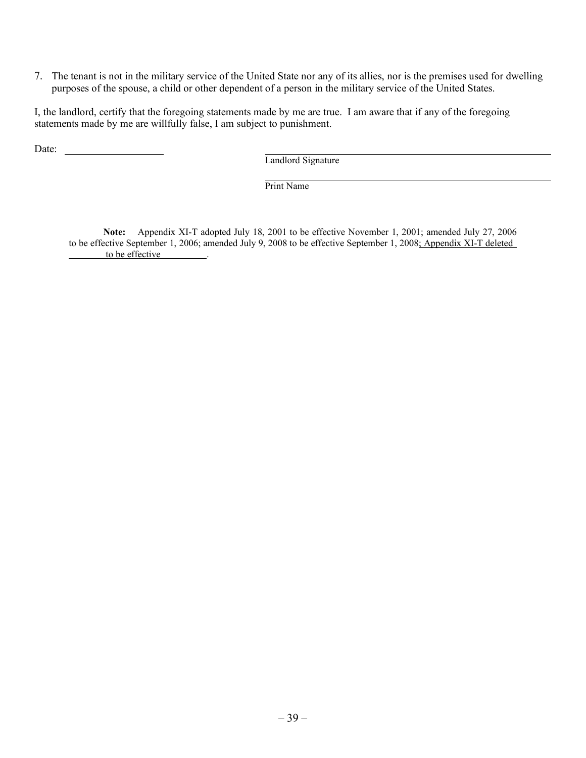7. The tenant is not in the military service of the United State nor any of its allies, nor is the premises used for dwelling purposes of the spouse, a child or other dependent of a person in the military service of the United States.

I, the landlord, certify that the foregoing statements made by me are true. I am aware that if any of the foregoing statements made by me are willfully false, I am subject to punishment.

Date: ____________________

______________________________________________
Landlord Signature

______________________________________________
Print Name

**Note:** Appendix XI-T adopted July 18, 2001 to be effective November 1, 2001; amended July 27, 2006 to be effective September 1, 2006; amended July 9, 2008 to be effective September 1, 2008; Appendix XI-T deleted ________ to be effective ________.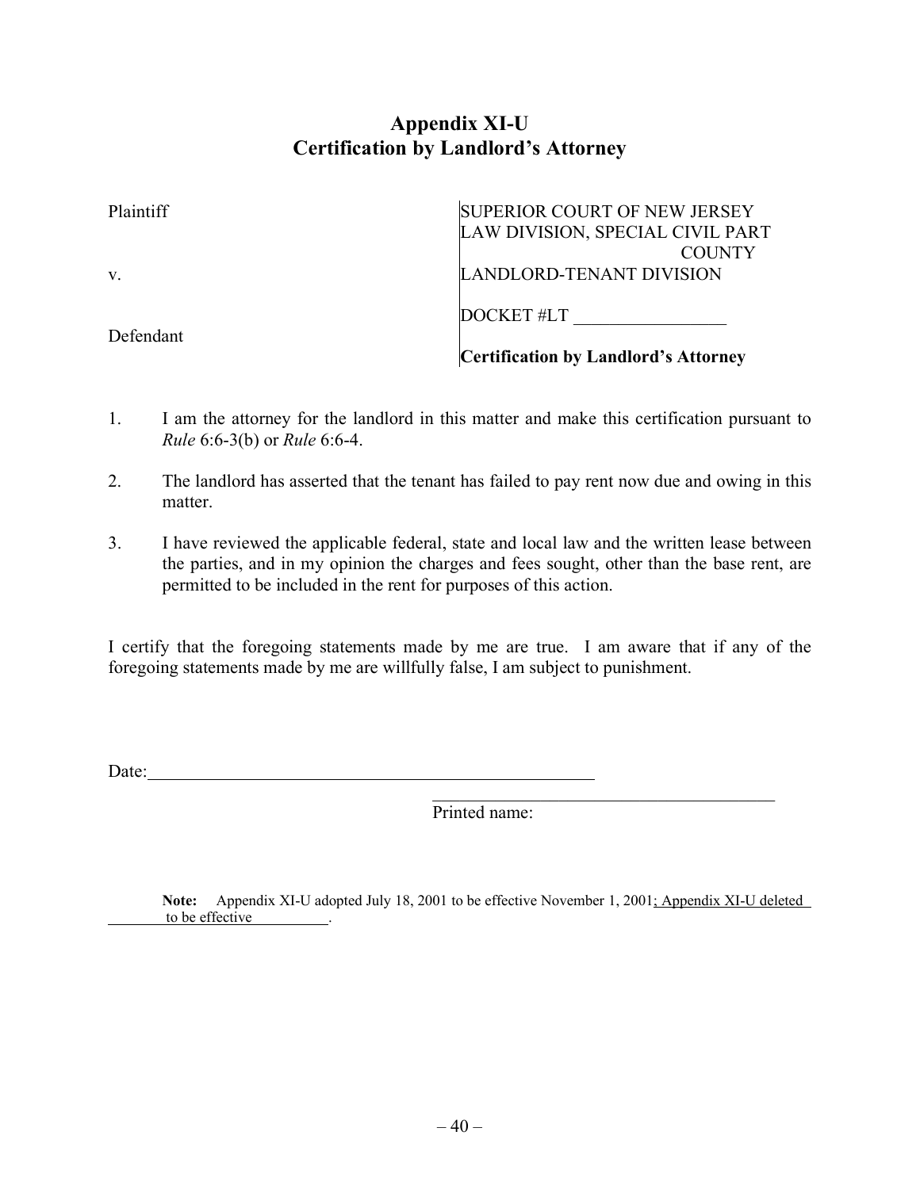# Appendix XI-U
# Certification by Landlord's Attorney

| | |
|---|---|
| Plaintiff | SUPERIOR COURT OF NEW JERSEY<br>LAW DIVISION, SPECIAL CIVIL PART<br>COUNTY |
| v. | LANDLORD-TENANT DIVISION |
| | DOCKET #LT _________________ |
| Defendant | **Certification by Landlord's Attorney** |

1. I am the attorney for the landlord in this matter and make this certification pursuant to *Rule* 6:6-3(b) or *Rule* 6:6-4.

2. The landlord has asserted that the tenant has failed to pay rent now due and owing in this matter.

3. I have reviewed the applicable federal, state and local law and the written lease between the parties, and in my opinion the charges and fees sought, other than the base rent, are permitted to be included in the rent for purposes of this action.

I certify that the foregoing statements made by me are true. I am aware that if any of the foregoing statements made by me are willfully false, I am subject to punishment.

Date:_____________________________________________________

_______________________________________
Printed name:

**Note:** Appendix XI-U adopted July 18, 2001 to be effective November 1, 2001; Appendix XI-U deleted ________ to be effective __________.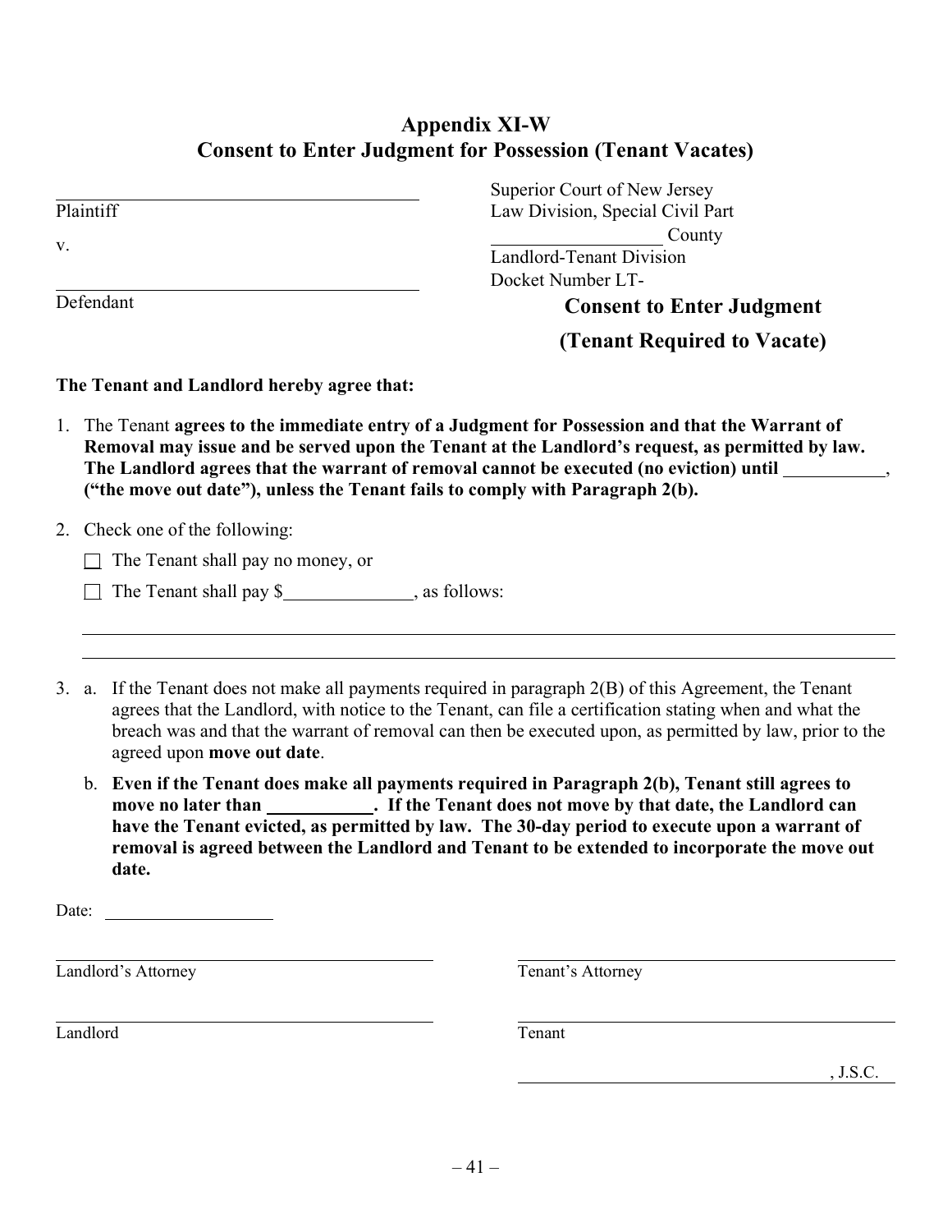# Appendix XI-W
## Consent to Enter Judgment for Possession (Tenant Vacates)

______________________________
Plaintiff

v.

______________________________
Defendant

Superior Court of New Jersey
Law Division, Special Civil Part
______________ County
Landlord-Tenant Division
Docket Number LT-

**Consent to Enter Judgment**

**(Tenant Required to Vacate)**

**The Tenant and Landlord hereby agree that:**

1. The Tenant **agrees to the immediate entry of a Judgment for Possession and that the Warrant of Removal may issue and be served upon the Tenant at the Landlord's request, as permitted by law. The Landlord agrees that the warrant of removal cannot be executed (no eviction) until ___________, ("the move out date"), unless the Tenant fails to comply with Paragraph 2(b).**

2. Check one of the following:

   ☐ The Tenant shall pay no money, or

   ☐ The Tenant shall pay $______________, as follows:

   ______________________________________________________________________

   ______________________________________________________________________

3. a. If the Tenant does not make all payments required in paragraph 2(B) of this Agreement, the Tenant agrees that the Landlord, with notice to the Tenant, can file a certification stating when and what the breach was and that the warrant of removal can then be executed upon, as permitted by law, prior to the agreed upon **move out date**.

   b. **Even if the Tenant does make all payments required in Paragraph 2(b), Tenant still agrees to move no later than ___________. If the Tenant does not move by that date, the Landlord can have the Tenant evicted, as permitted by law. The 30-day period to execute upon a warrant of removal is agreed between the Landlord and Tenant to be extended to incorporate the move out date.**

Date: ____________________

______________________________
Landlord's Attorney

______________________________
Tenant's Attorney

______________________________
Landlord

______________________________
Tenant

______________________________, J.S.C.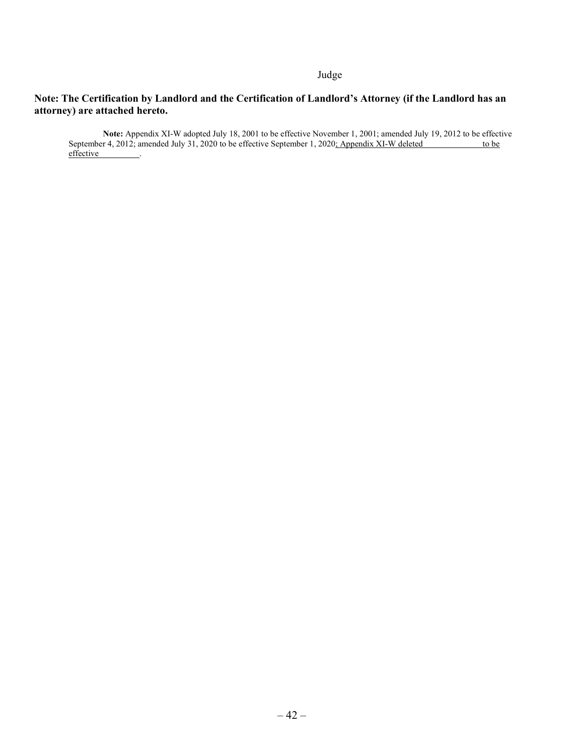Judge

**Note: The Certification by Landlord and the Certification of Landlord's Attorney (if the Landlord has an attorney) are attached hereto.**

**Note:** Appendix XI-W adopted July 18, 2001 to be effective November 1, 2001; amended July 19, 2012 to be effective September 4, 2012; amended July 31, 2020 to be effective September 1, 2020<u>; Appendix XI-W deleted \_\_\_\_\_\_\_\_\_\_\_\_\_ to be effective \_\_\_\_\_\_\_\_\_</u>.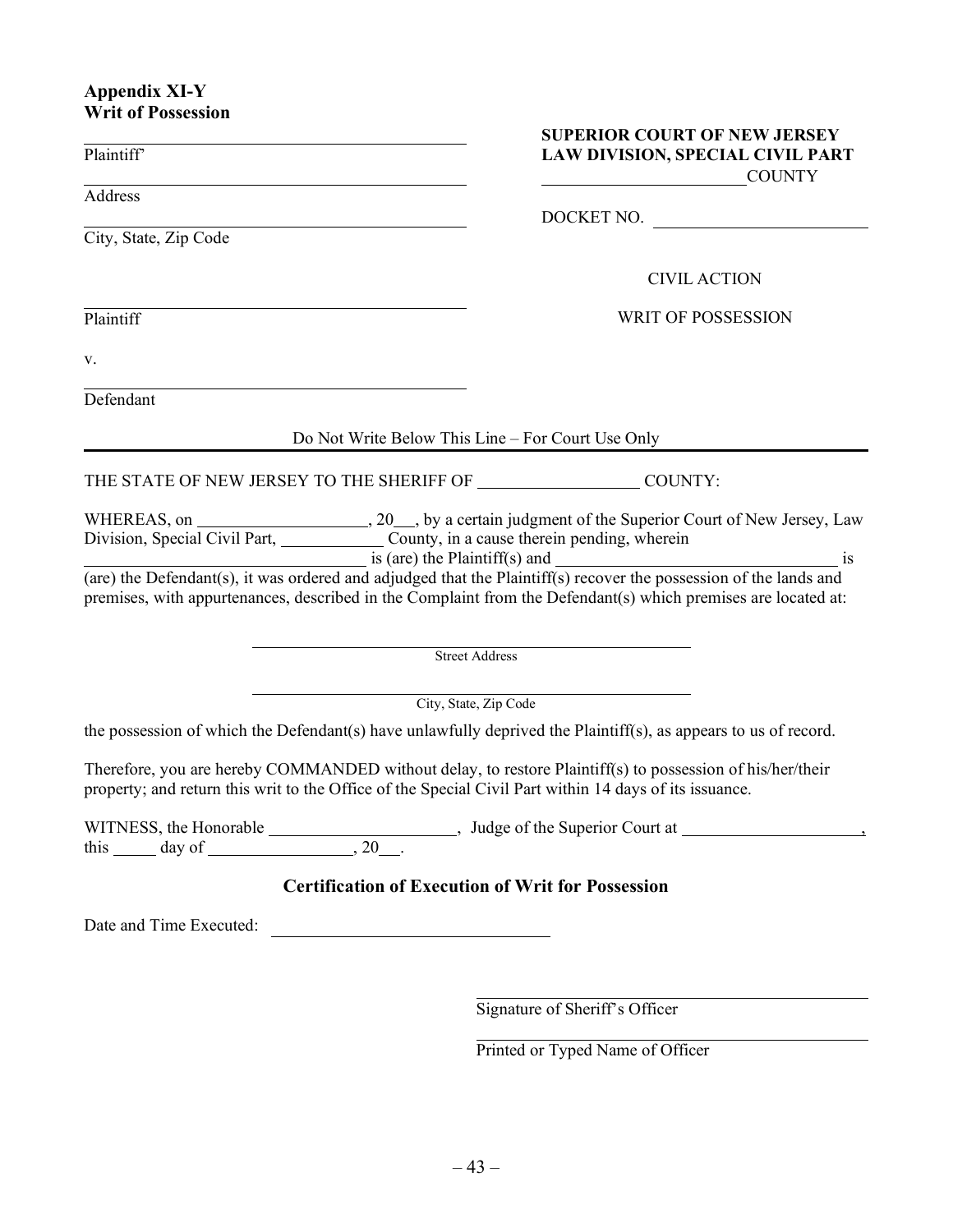**Appendix XI-Y**
**Writ of Possession**

\_\_\_\_\_\_\_\_\_\_\_\_\_\_\_\_\_\_\_\_\_\_\_\_\_\_\_\_\_\_\_\_\_\_\_\_\_\_\_\_
Plaintiff'

\_\_\_\_\_\_\_\_\_\_\_\_\_\_\_\_\_\_\_\_\_\_\_\_\_\_\_\_\_\_\_\_\_\_\_\_\_\_\_\_
Address

\_\_\_\_\_\_\_\_\_\_\_\_\_\_\_\_\_\_\_\_\_\_\_\_\_\_\_\_\_\_\_\_\_\_\_\_\_\_\_\_
City, State, Zip Code

**SUPERIOR COURT OF NEW JERSEY**
**LAW DIVISION, SPECIAL CIVIL PART**
\_\_\_\_\_\_\_\_\_\_\_\_\_\_\_\_\_\_\_\_\_\_\_\_COUNTY

DOCKET NO. \_\_\_\_\_\_\_\_\_\_\_\_\_\_\_\_\_\_\_\_\_\_\_\_

CIVIL ACTION

WRIT OF POSSESSION

\_\_\_\_\_\_\_\_\_\_\_\_\_\_\_\_\_\_\_\_\_\_\_\_\_\_\_\_\_\_\_\_\_\_\_\_\_\_\_\_
Plaintiff

v.

\_\_\_\_\_\_\_\_\_\_\_\_\_\_\_\_\_\_\_\_\_\_\_\_\_\_\_\_\_\_\_\_\_\_\_\_\_\_\_\_
Defendant

Do Not Write Below This Line – For Court Use Only

---

THE STATE OF NEW JERSEY TO THE SHERIFF OF \_\_\_\_\_\_\_\_\_\_\_\_\_\_\_\_\_\_ COUNTY:

WHEREAS, on \_\_\_\_\_\_\_\_\_\_\_\_\_\_\_\_\_\_\_, 20\_\_\_, by a certain judgment of the Superior Court of New Jersey, Law Division, Special Civil Part, \_\_\_\_\_\_\_\_\_\_\_\_ County, in a cause therein pending, wherein \_\_\_\_\_\_\_\_\_\_\_\_\_\_\_\_\_\_\_\_\_\_\_\_\_\_\_\_\_\_\_\_ is (are) the Plaintiff(s) and \_\_\_\_\_\_\_\_\_\_\_\_\_\_\_\_\_\_\_\_\_\_\_\_\_\_\_\_\_\_\_\_\_ is (are) the Defendant(s), it was ordered and adjudged that the Plaintiff(s) recover the possession of the lands and premises, with appurtenances, described in the Complaint from the Defendant(s) which premises are located at:

\_\_\_\_\_\_\_\_\_\_\_\_\_\_\_\_\_\_\_\_\_\_\_\_\_\_\_\_\_\_\_\_\_\_\_\_\_\_\_\_\_\_\_\_\_\_\_\_\_\_
Street Address

\_\_\_\_\_\_\_\_\_\_\_\_\_\_\_\_\_\_\_\_\_\_\_\_\_\_\_\_\_\_\_\_\_\_\_\_\_\_\_\_\_\_\_\_\_\_\_\_\_\_
City, State, Zip Code

the possession of which the Defendant(s) have unlawfully deprived the Plaintiff(s), as appears to us of record.

Therefore, you are hereby COMMANDED without delay, to restore Plaintiff(s) to possession of his/her/their property; and return this writ to the Office of the Special Civil Part within 14 days of its issuance.

WITNESS, the Honorable \_\_\_\_\_\_\_\_\_\_\_\_\_\_\_\_\_\_\_\_\_\_, Judge of the Superior Court at \_\_\_\_\_\_\_\_\_\_\_\_\_\_\_\_\_\_\_\_\_, this \_\_\_\_\_ day of \_\_\_\_\_\_\_\_\_\_\_\_\_\_\_\_\_, 20\_\_\_.

### Certification of Execution of Writ for Possession

Date and Time Executed: \_\_\_\_\_\_\_\_\_\_\_\_\_\_\_\_\_\_\_\_\_\_\_\_\_\_\_\_\_\_\_\_

\_\_\_\_\_\_\_\_\_\_\_\_\_\_\_\_\_\_\_\_\_\_\_\_\_\_\_\_\_\_\_\_\_\_\_\_\_\_\_\_\_\_\_\_
Signature of Sheriff's Officer

\_\_\_\_\_\_\_\_\_\_\_\_\_\_\_\_\_\_\_\_\_\_\_\_\_\_\_\_\_\_\_\_\_\_\_\_\_\_\_\_\_\_\_\_
Printed or Typed Name of Officer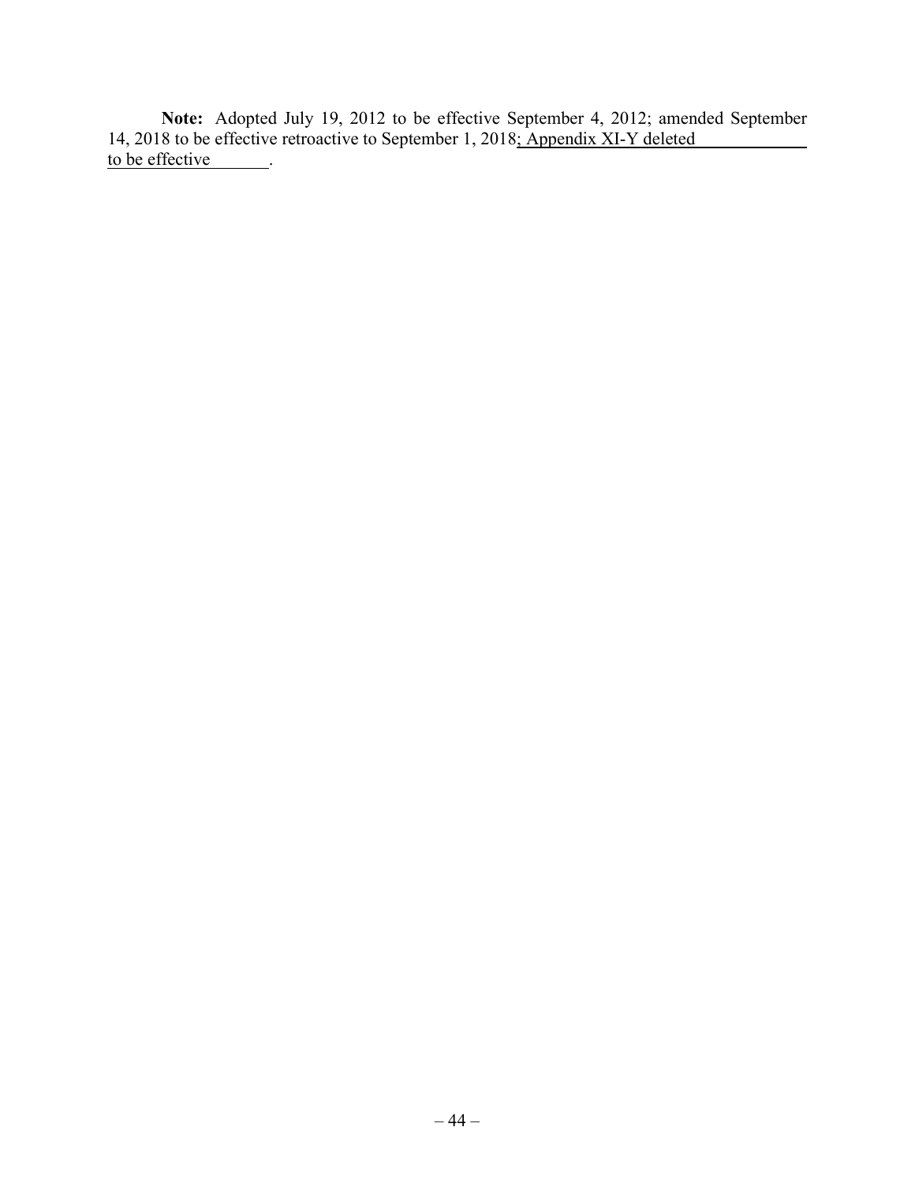**Note:** Adopted July 19, 2012 to be effective September 4, 2012; amended September 14, 2018 to be effective retroactive to September 1, 2018<u>; Appendix XI-Y deleted ____________ to be effective _______</u>.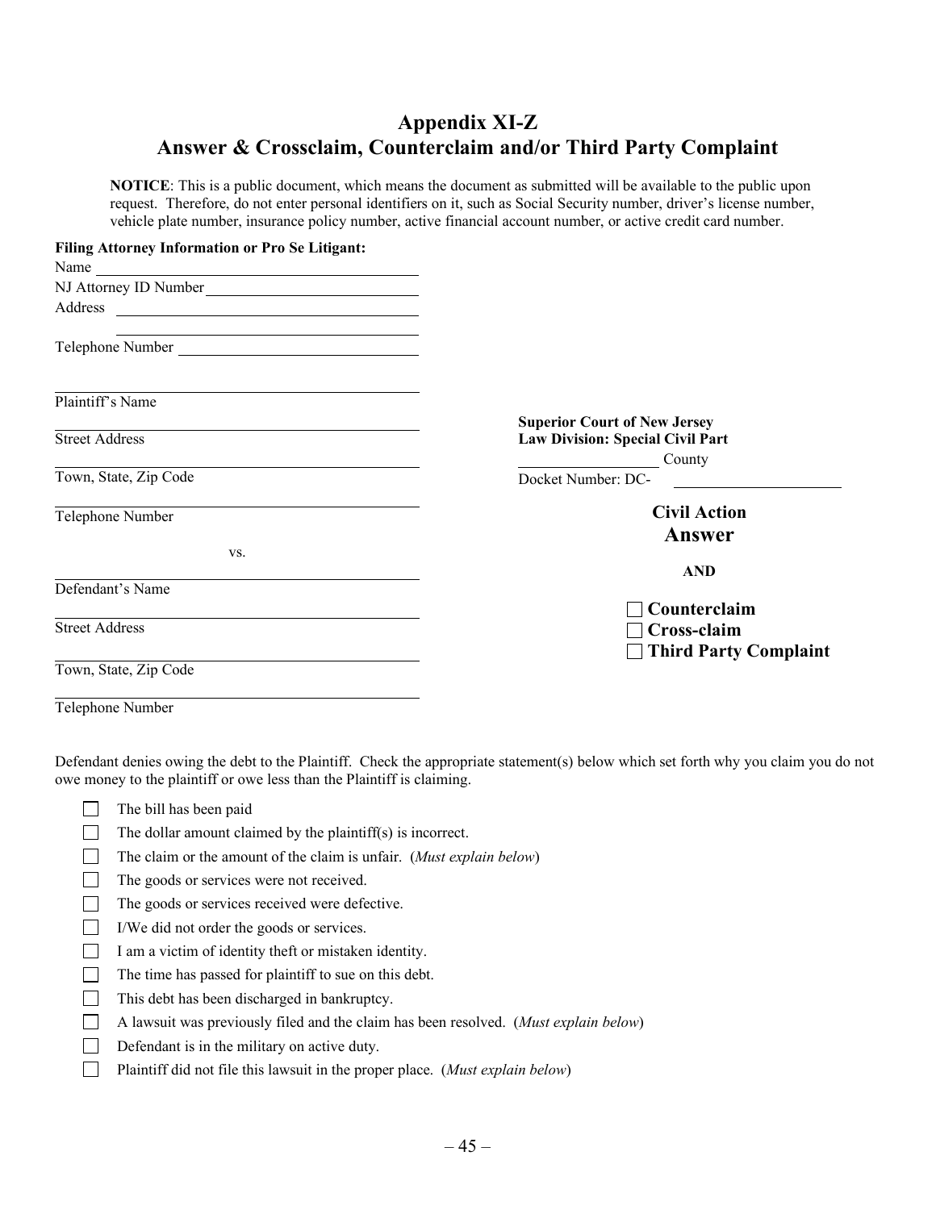## Appendix XI-Z
## Answer & Crossclaim, Counterclaim and/or Third Party Complaint

**NOTICE**: This is a public document, which means the document as submitted will be available to the public upon request. Therefore, do not enter personal identifiers on it, such as Social Security number, driver's license number, vehicle plate number, insurance policy number, active financial account number, or active credit card number.

**Filing Attorney Information or Pro Se Litigant:**

Name ________________________________

NJ Attorney ID Number ________________________________

Address ________________________________

________________________________

Telephone Number ________________________________

________________________________
Plaintiff's Name

________________________________
Street Address

________________________________
Town, State, Zip Code

________________________________
Telephone Number

vs.

________________________________
Defendant's Name

________________________________
Street Address

________________________________
Town, State, Zip Code

________________________________
Telephone Number

**Superior Court of New Jersey**
**Law Division: Special Civil Part**

________________ County

Docket Number: DC- ________________

**Civil Action**
**Answer**

**AND**

- ☐ **Counterclaim**
- ☐ **Cross-claim**
- ☐ **Third Party Complaint**

Defendant denies owing the debt to the Plaintiff. Check the appropriate statement(s) below which set forth why you claim you do not owe money to the plaintiff or owe less than the Plaintiff is claiming.

- ☐ The bill has been paid
- ☐ The dollar amount claimed by the plaintiff(s) is incorrect.
- ☐ The claim or the amount of the claim is unfair. (*Must explain below*)
- ☐ The goods or services were not received.
- ☐ The goods or services received were defective.
- ☐ I/We did not order the goods or services.
- ☐ I am a victim of identity theft or mistaken identity.
- ☐ The time has passed for plaintiff to sue on this debt.
- ☐ This debt has been discharged in bankruptcy.
- ☐ A lawsuit was previously filed and the claim has been resolved. (*Must explain below*)
- ☐ Defendant is in the military on active duty.
- ☐ Plaintiff did not file this lawsuit in the proper place. (*Must explain below*)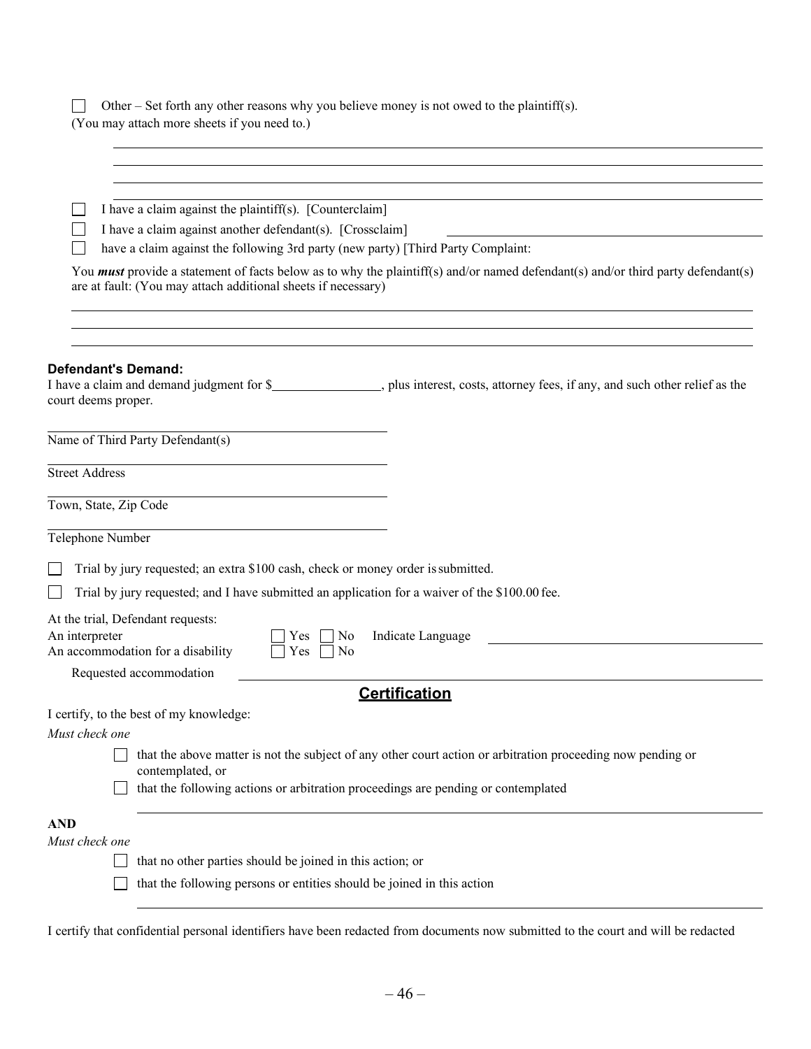☐ Other – Set forth any other reasons why you believe money is not owed to the plaintiff(s).
(You may attach more sheets if you need to.)

\_\_\_\_\_\_\_\_\_\_\_\_\_\_\_\_\_\_\_\_\_\_\_\_\_\_\_\_\_\_\_\_\_\_\_\_\_\_\_\_\_\_\_\_\_\_\_\_\_\_\_\_\_\_\_\_\_\_\_\_\_\_\_\_\_\_\_\_\_\_\_\_\_\_

\_\_\_\_\_\_\_\_\_\_\_\_\_\_\_\_\_\_\_\_\_\_\_\_\_\_\_\_\_\_\_\_\_\_\_\_\_\_\_\_\_\_\_\_\_\_\_\_\_\_\_\_\_\_\_\_\_\_\_\_\_\_\_\_\_\_\_\_\_\_\_\_\_\_

\_\_\_\_\_\_\_\_\_\_\_\_\_\_\_\_\_\_\_\_\_\_\_\_\_\_\_\_\_\_\_\_\_\_\_\_\_\_\_\_\_\_\_\_\_\_\_\_\_\_\_\_\_\_\_\_\_\_\_\_\_\_\_\_\_\_\_\_\_\_\_\_\_\_

\_\_\_\_\_\_\_\_\_\_\_\_\_\_\_\_\_\_\_\_\_\_\_\_\_\_\_\_\_\_\_\_\_\_\_\_\_\_\_\_\_\_\_\_\_\_\_\_\_\_\_\_\_\_\_\_\_\_\_\_\_\_\_\_\_\_\_\_\_\_\_\_\_\_

☐ I have a claim against the plaintiff(s). [Counterclaim]

☐ I have a claim against another defendant(s). [Crossclaim] \_\_\_\_\_\_\_\_\_\_\_\_\_\_\_\_\_\_\_\_\_\_\_\_\_\_\_\_\_\_\_\_

☐ have a claim against the following 3rd party (new party) [Third Party Complaint:

You ***must*** provide a statement of facts below as to why the plaintiff(s) and/or named defendant(s) and/or third party defendant(s) are at fault: (You may attach additional sheets if necessary)

\_\_\_\_\_\_\_\_\_\_\_\_\_\_\_\_\_\_\_\_\_\_\_\_\_\_\_\_\_\_\_\_\_\_\_\_\_\_\_\_\_\_\_\_\_\_\_\_\_\_\_\_\_\_\_\_\_\_\_\_\_\_\_\_\_\_\_\_\_\_\_\_\_\_

\_\_\_\_\_\_\_\_\_\_\_\_\_\_\_\_\_\_\_\_\_\_\_\_\_\_\_\_\_\_\_\_\_\_\_\_\_\_\_\_\_\_\_\_\_\_\_\_\_\_\_\_\_\_\_\_\_\_\_\_\_\_\_\_\_\_\_\_\_\_\_\_\_\_

\_\_\_\_\_\_\_\_\_\_\_\_\_\_\_\_\_\_\_\_\_\_\_\_\_\_\_\_\_\_\_\_\_\_\_\_\_\_\_\_\_\_\_\_\_\_\_\_\_\_\_\_\_\_\_\_\_\_\_\_\_\_\_\_\_\_\_\_\_\_\_\_\_\_

**Defendant's Demand:**

I have a claim and demand judgment for $\_\_\_\_\_\_\_\_\_\_\_\_\_\_\_\_, plus interest, costs, attorney fees, if any, and such other relief as the court deems proper.

\_\_\_\_\_\_\_\_\_\_\_\_\_\_\_\_\_\_\_\_\_\_\_\_\_\_\_\_\_\_\_\_\_\_\_\_\_\_\_\_
Name of Third Party Defendant(s)

\_\_\_\_\_\_\_\_\_\_\_\_\_\_\_\_\_\_\_\_\_\_\_\_\_\_\_\_\_\_\_\_\_\_\_\_\_\_\_\_
Street Address

\_\_\_\_\_\_\_\_\_\_\_\_\_\_\_\_\_\_\_\_\_\_\_\_\_\_\_\_\_\_\_\_\_\_\_\_\_\_\_\_
Town, State, Zip Code

\_\_\_\_\_\_\_\_\_\_\_\_\_\_\_\_\_\_\_\_\_\_\_\_\_\_\_\_\_\_\_\_\_\_\_\_\_\_\_\_
Telephone Number

☐ Trial by jury requested; an extra $100 cash, check or money order is submitted.

☐ Trial by jury requested; and I have submitted an application for a waiver of the $100.00 fee.

At the trial, Defendant requests:

An interpreter ☐ Yes ☐ No Indicate Language \_\_\_\_\_\_\_\_\_\_\_\_\_\_\_\_\_\_\_\_\_\_\_\_\_\_\_\_

An accommodation for a disability ☐ Yes ☐ No

Requested accommodation \_\_\_\_\_\_\_\_\_\_\_\_\_\_\_\_\_\_\_\_\_\_\_\_\_\_\_\_\_\_\_\_\_\_\_\_\_\_\_\_\_\_\_\_\_\_\_\_\_\_\_\_\_\_\_\_

## Certification

I certify, to the best of my knowledge:

*Must check one*

☐ that the above matter is not the subject of any other court action or arbitration proceeding now pending or contemplated, or

☐ that the following actions or arbitration proceedings are pending or contemplated

\_\_\_\_\_\_\_\_\_\_\_\_\_\_\_\_\_\_\_\_\_\_\_\_\_\_\_\_\_\_\_\_\_\_\_\_\_\_\_\_\_\_\_\_\_\_\_\_\_\_\_\_\_\_\_\_\_\_\_\_\_\_\_\_\_\_\_\_\_\_\_\_\_\_

**AND**

*Must check one*

☐ that no other parties should be joined in this action; or

☐ that the following persons or entities should be joined in this action

\_\_\_\_\_\_\_\_\_\_\_\_\_\_\_\_\_\_\_\_\_\_\_\_\_\_\_\_\_\_\_\_\_\_\_\_\_\_\_\_\_\_\_\_\_\_\_\_\_\_\_\_\_\_\_\_\_\_\_\_\_\_\_\_\_\_\_\_\_\_\_\_\_\_

I certify that confidential personal identifiers have been redacted from documents now submitted to the court and will be redacted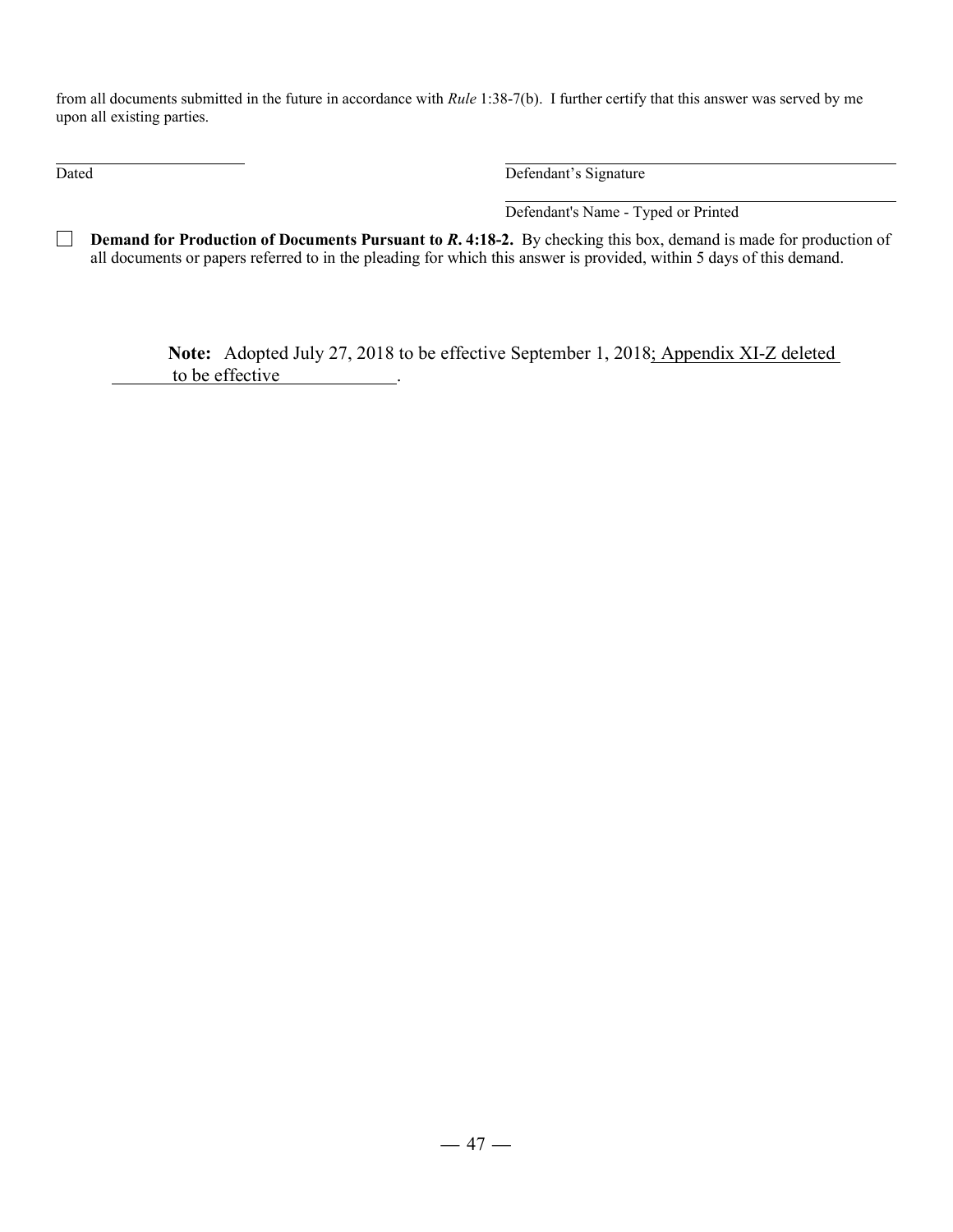from all documents submitted in the future in accordance with *Rule* 1:38-7(b). I further certify that this answer was served by me upon all existing parties.

______________________ Dated

______________________ Defendant's Signature

______________________ Defendant's Name - Typed or Printed

☐ **Demand for Production of Documents Pursuant to *R.* 4:18-2.** By checking this box, demand is made for production of all documents or papers referred to in the pleading for which this answer is provided, within 5 days of this demand.

**Note:** Adopted July 27, 2018 to be effective September 1, 2018; Appendix XI-Z deleted ________ to be effective ____________.